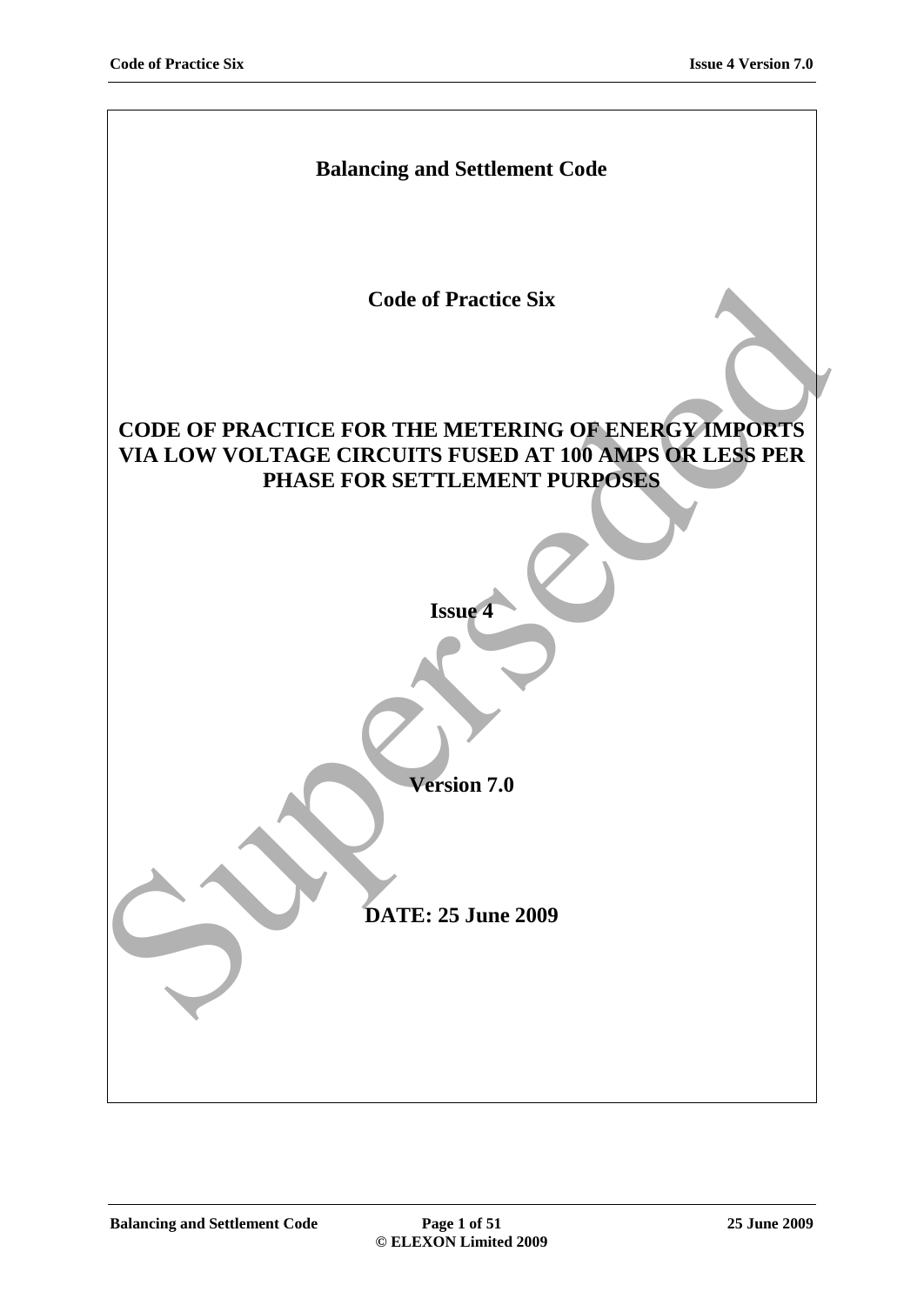# Balancing and Settlement Code

## Code of Practice Six

## CODE OF PRACTICE FOR THE METERING OF ENERGY IMPORTS VIA LOW VOLTAGE CIRCUITS FUSED AT 100 AMPS OR LESS PER PHASE FOR SETTLEMENT PURPOSES

**Issue 4**

**Version 7.0**

**DATE: 25 June 2009**

Superseded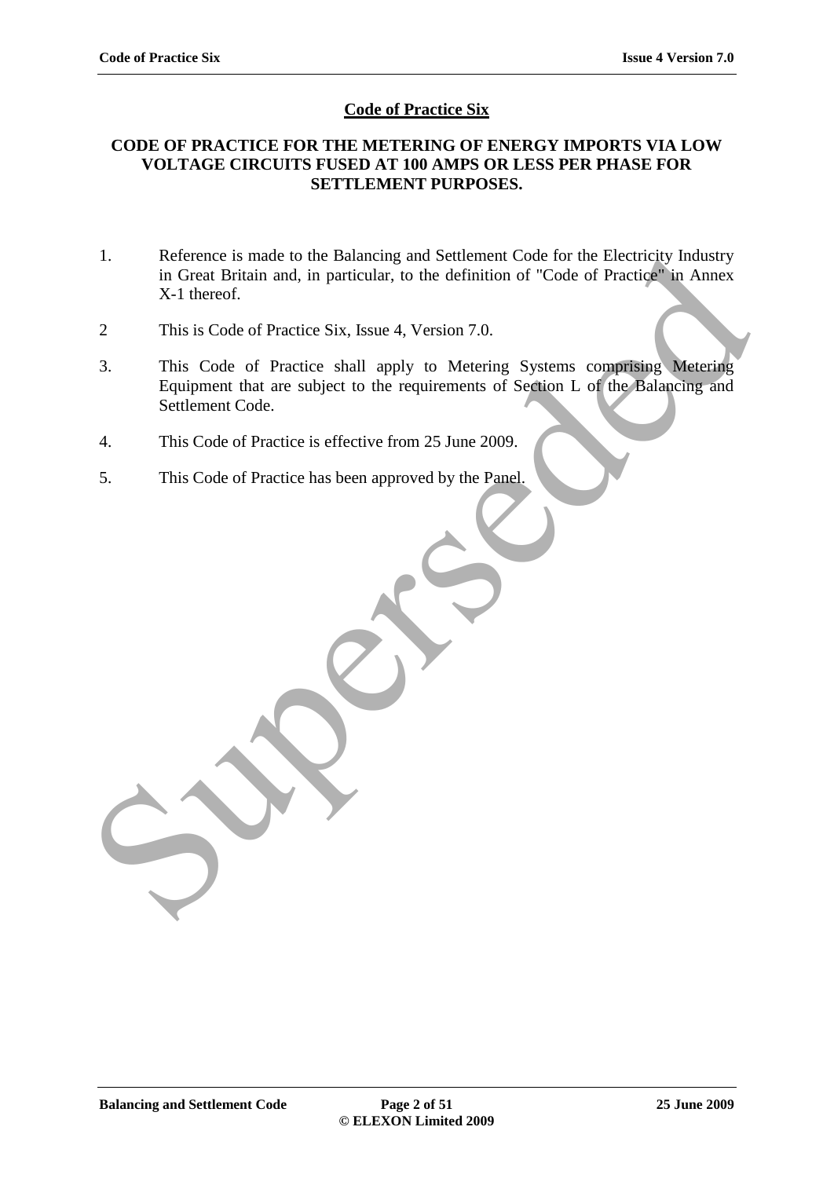# Code of Practice Six

## CODE OF PRACTICE FOR THE METERING OF ENERGY IMPORTS VIA LOW VOLTAGE CIRCUITS FUSED AT 100 AMPS OR LESS PER PHASE FOR SETTLEMENT PURPOSES.

1. Reference is made to the Balancing and Settlement Code for the Electricity Industry in Great Britain and, in particular, to the definition of "Code of Practice" in Annex X-1 thereof.

2 This is Code of Practice Six, Issue 4, Version 7.0.

3. This Code of Practice shall apply to Metering Systems comprising Metering Equipment that are subject to the requirements of Section L of the Balancing and Settlement Code.

4. This Code of Practice is effective from 25 June 2009.

5. This Code of Practice has been approved by the Panel.

Superseded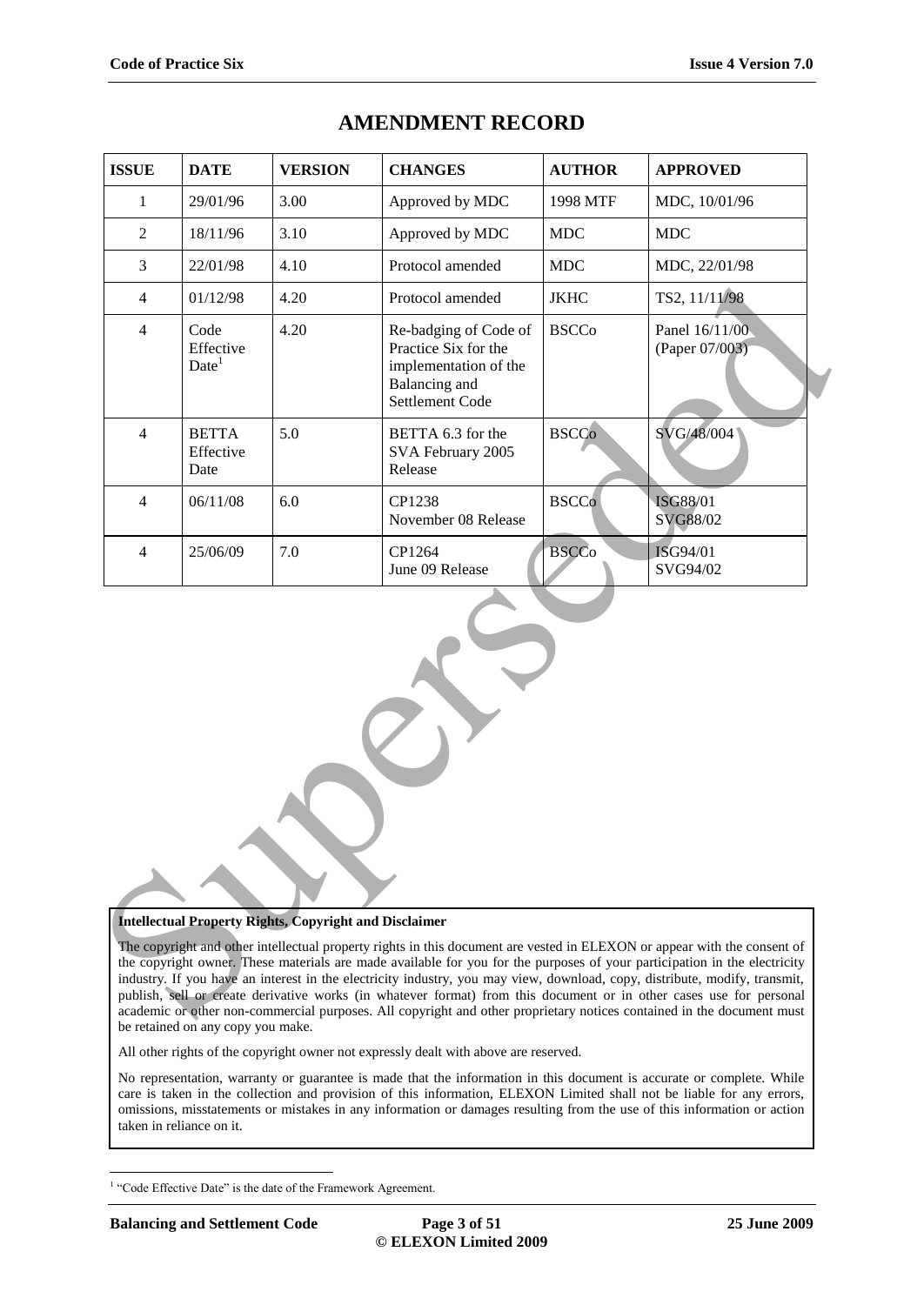# AMENDMENT RECORD

| ISSUE | DATE | VERSION | CHANGES | AUTHOR | APPROVED |
|---|---|---|---|---|---|
| 1 | 29/01/96 | 3.00 | Approved by MDC | 1998 MTF | MDC, 10/01/96 |
| 2 | 18/11/96 | 3.10 | Approved by MDC | MDC | MDC |
| 3 | 22/01/98 | 4.10 | Protocol amended | MDC | MDC, 22/01/98 |
| 4 | 01/12/98 | 4.20 | Protocol amended | JKHC | TS2, 11/11/98 |
| 4 | Code Effective Date[1] | 4.20 | Re-badging of Code of Practice Six for the implementation of the Balancing and Settlement Code | BSCCo | Panel 16/11/00 (Paper 07/003) |
| 4 | BETTA Effective Date | 5.0 | BETTA 6.3 for the SVA February 2005 Release | BSCCo | SVG/48/004 |
| 4 | 06/11/08 | 6.0 | CP1238 November 08 Release | BSCCo | ISG88/01 SVG88/02 |
| 4 | 25/06/09 | 7.0 | CP1264 June 09 Release | BSCCo | ISG94/01 SVG94/02 |

Superseded

**Intellectual Property Rights, Copyright and Disclaimer**

The copyright and other intellectual property rights in this document are vested in ELEXON or appear with the consent of the copyright owner. These materials are made available for you for the purposes of your participation in the electricity industry. If you have an interest in the electricity industry, you may view, download, copy, distribute, modify, transmit, publish, sell or create derivative works (in whatever format) from this document or in other cases use for personal academic or other non-commercial purposes. All copyright and other proprietary notices contained in the document must be retained on any copy you make.

All other rights of the copyright owner not expressly dealt with above are reserved.

No representation, warranty or guarantee is made that the information in this document is accurate or complete. While care is taken in the collection and provision of this information, ELEXON Limited shall not be liable for any errors, omissions, misstatements or mistakes in any information or damages resulting from the use of this information or action taken in reliance on it.

[1] "Code Effective Date" is the date of the Framework Agreement.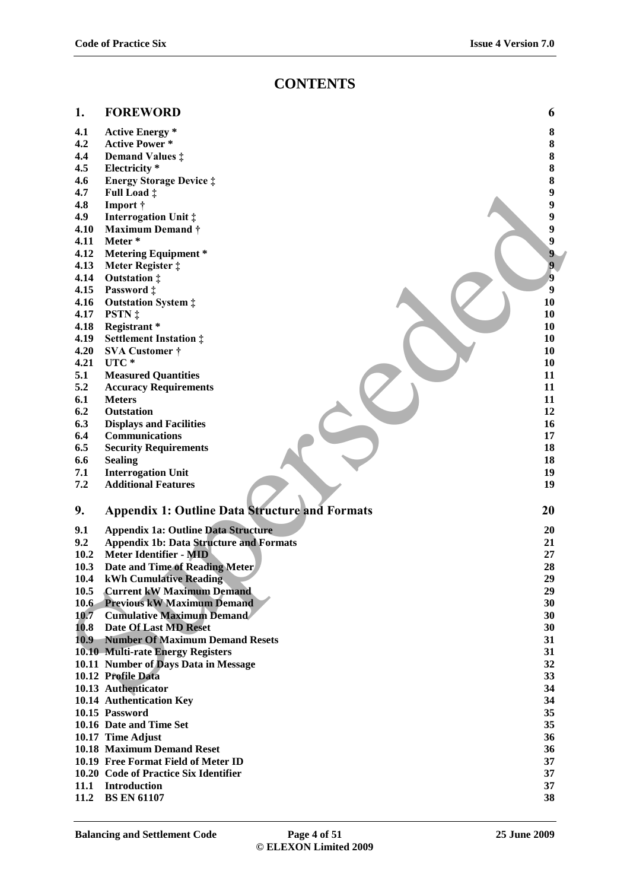# CONTENTS

| | | |
|---|---|---|
| **1.** | **FOREWORD** | **6** |
| **4.1** | **Active Energy *** | **8** |
| **4.2** | **Active Power *** | **8** |
| **4.4** | **Demand Values ‡** | **8** |
| **4.5** | **Electricity *** | **8** |
| **4.6** | **Energy Storage Device ‡** | **8** |
| **4.7** | **Full Load ‡** | **9** |
| **4.8** | **Import †** | **9** |
| **4.9** | **Interrogation Unit ‡** | **9** |
| **4.10** | **Maximum Demand †** | **9** |
| **4.11** | **Meter *** | **9** |
| **4.12** | **Metering Equipment *** | **9** |
| **4.13** | **Meter Register ‡** | **9** |
| **4.14** | **Outstation ‡** | **9** |
| **4.15** | **Password ‡** | **9** |
| **4.16** | **Outstation System ‡** | **10** |
| **4.17** | **PSTN ‡** | **10** |
| **4.18** | **Registrant *** | **10** |
| **4.19** | **Settlement Instation ‡** | **10** |
| **4.20** | **SVA Customer †** | **10** |
| **4.21** | **UTC *** | **10** |
| **5.1** | **Measured Quantities** | **11** |
| **5.2** | **Accuracy Requirements** | **11** |
| **6.1** | **Meters** | **11** |
| **6.2** | **Outstation** | **12** |
| **6.3** | **Displays and Facilities** | **16** |
| **6.4** | **Communications** | **17** |
| **6.5** | **Security Requirements** | **18** |
| **6.6** | **Sealing** | **18** |
| **7.1** | **Interrogation Unit** | **19** |
| **7.2** | **Additional Features** | **19** |
| **9.** | **Appendix 1: Outline Data Structure and Formats** | **20** |
| **9.1** | **Appendix 1a: Outline Data Structure** | **20** |
| **9.2** | **Appendix 1b: Data Structure and Formats** | **21** |
| **10.2** | **Meter Identifier - MID** | **27** |
| **10.3** | **Date and Time of Reading Meter** | **28** |
| **10.4** | **kWh Cumulative Reading** | **29** |
| **10.5** | **Current kW Maximum Demand** | **29** |
| **10.6** | **Previous kW Maximum Demand** | **30** |
| **10.7** | **Cumulative Maximum Demand** | **30** |
| **10.8** | **Date Of Last MD Reset** | **30** |
| **10.9** | **Number Of Maximum Demand Resets** | **31** |
| **10.10** | **Multi-rate Energy Registers** | **31** |
| **10.11** | **Number of Days Data in Message** | **32** |
| **10.12** | **Profile Data** | **33** |
| **10.13** | **Authenticator** | **34** |
| **10.14** | **Authentication Key** | **34** |
| **10.15** | **Password** | **35** |
| **10.16** | **Date and Time Set** | **35** |
| **10.17** | **Time Adjust** | **36** |
| **10.18** | **Maximum Demand Reset** | **36** |
| **10.19** | **Free Format Field of Meter ID** | **37** |
| **10.20** | **Code of Practice Six Identifier** | **37** |
| **11.1** | **Introduction** | **37** |
| **11.2** | **BS EN 61107** | **38** |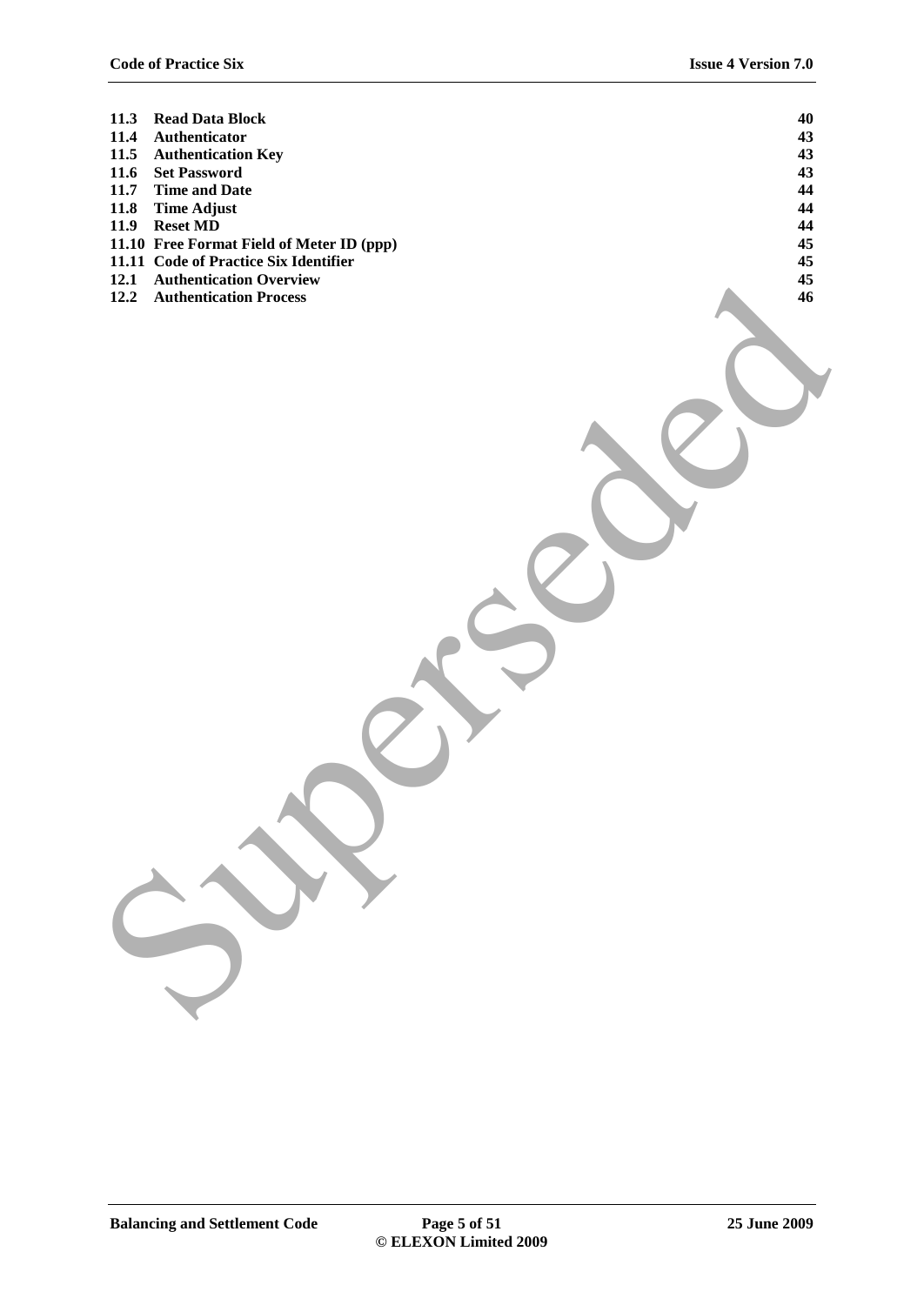| | | |
|---|---|---|
| **11.3** | **Read Data Block** | **40** |
| **11.4** | **Authenticator** | **43** |
| **11.5** | **Authentication Key** | **43** |
| **11.6** | **Set Password** | **43** |
| **11.7** | **Time and Date** | **44** |
| **11.8** | **Time Adjust** | **44** |
| **11.9** | **Reset MD** | **44** |
| **11.10** | **Free Format Field of Meter ID (ppp)** | **45** |
| **11.11** | **Code of Practice Six Identifier** | **45** |
| **12.1** | **Authentication Overview** | **45** |
| **12.2** | **Authentication Process** | **46** |

Superseded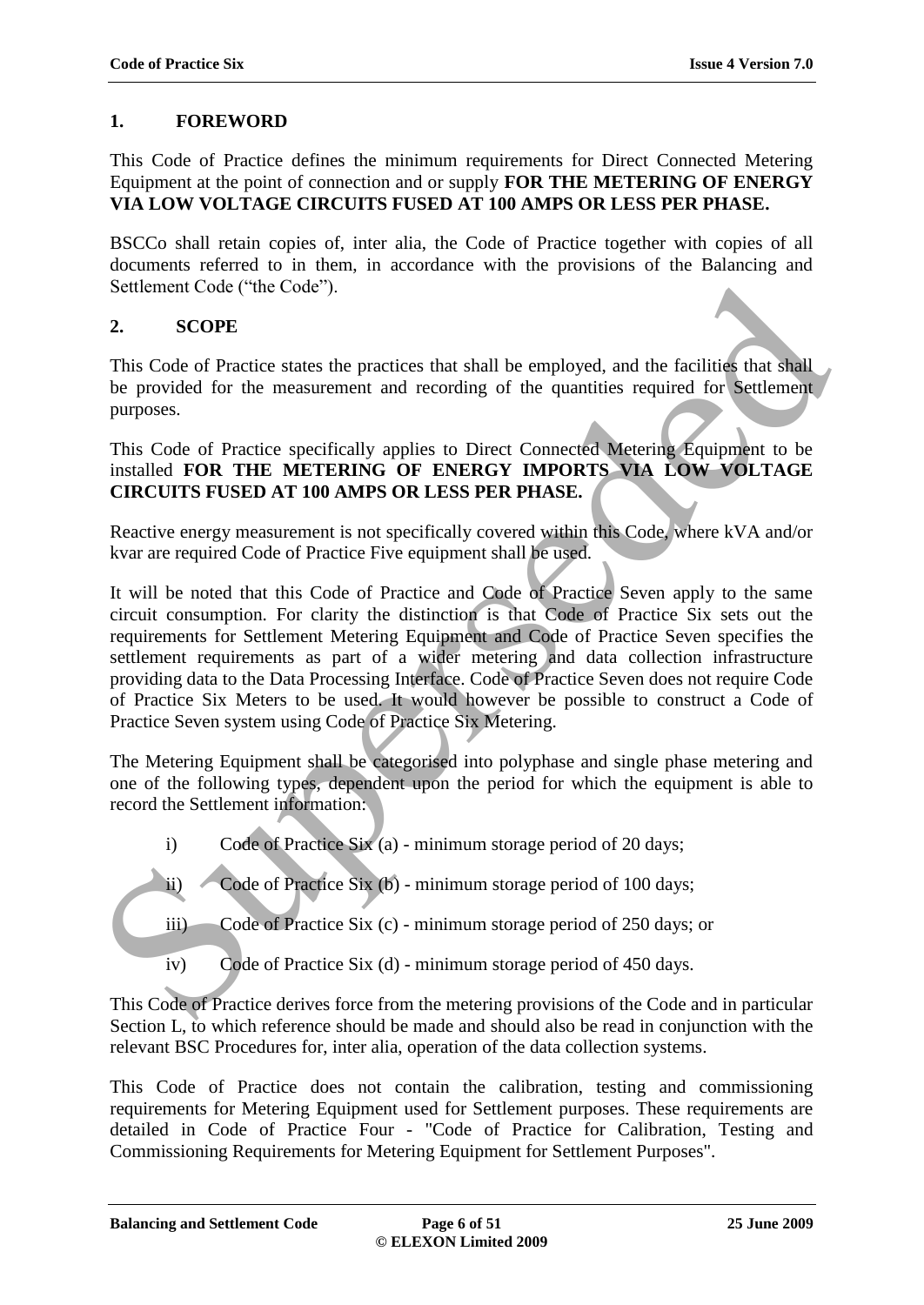## 1. FOREWORD

This Code of Practice defines the minimum requirements for Direct Connected Metering Equipment at the point of connection and or supply **FOR THE METERING OF ENERGY VIA LOW VOLTAGE CIRCUITS FUSED AT 100 AMPS OR LESS PER PHASE.**

BSCCo shall retain copies of, inter alia, the Code of Practice together with copies of all documents referred to in them, in accordance with the provisions of the Balancing and Settlement Code ("the Code").

## 2. SCOPE

This Code of Practice states the practices that shall be employed, and the facilities that shall be provided for the measurement and recording of the quantities required for Settlement purposes.

This Code of Practice specifically applies to Direct Connected Metering Equipment to be installed **FOR THE METERING OF ENERGY IMPORTS VIA LOW VOLTAGE CIRCUITS FUSED AT 100 AMPS OR LESS PER PHASE.**

Reactive energy measurement is not specifically covered within this Code, where kVA and/or kvar are required Code of Practice Five equipment shall be used.

It will be noted that this Code of Practice and Code of Practice Seven apply to the same circuit consumption. For clarity the distinction is that Code of Practice Six sets out the requirements for Settlement Metering Equipment and Code of Practice Seven specifies the settlement requirements as part of a wider metering and data collection infrastructure providing data to the Data Processing Interface. Code of Practice Seven does not require Code of Practice Six Meters to be used. It would however be possible to construct a Code of Practice Seven system using Code of Practice Six Metering.

The Metering Equipment shall be categorised into polyphase and single phase metering and one of the following types, dependent upon the period for which the equipment is able to record the Settlement information:

i) Code of Practice Six (a) - minimum storage period of 20 days;

ii) Code of Practice Six (b) - minimum storage period of 100 days;

iii) Code of Practice Six (c) - minimum storage period of 250 days; or

iv) Code of Practice Six (d) - minimum storage period of 450 days.

This Code of Practice derives force from the metering provisions of the Code and in particular Section L, to which reference should be made and should also be read in conjunction with the relevant BSC Procedures for, inter alia, operation of the data collection systems.

This Code of Practice does not contain the calibration, testing and commissioning requirements for Metering Equipment used for Settlement purposes. These requirements are detailed in Code of Practice Four - "Code of Practice for Calibration, Testing and Commissioning Requirements for Metering Equipment for Settlement Purposes".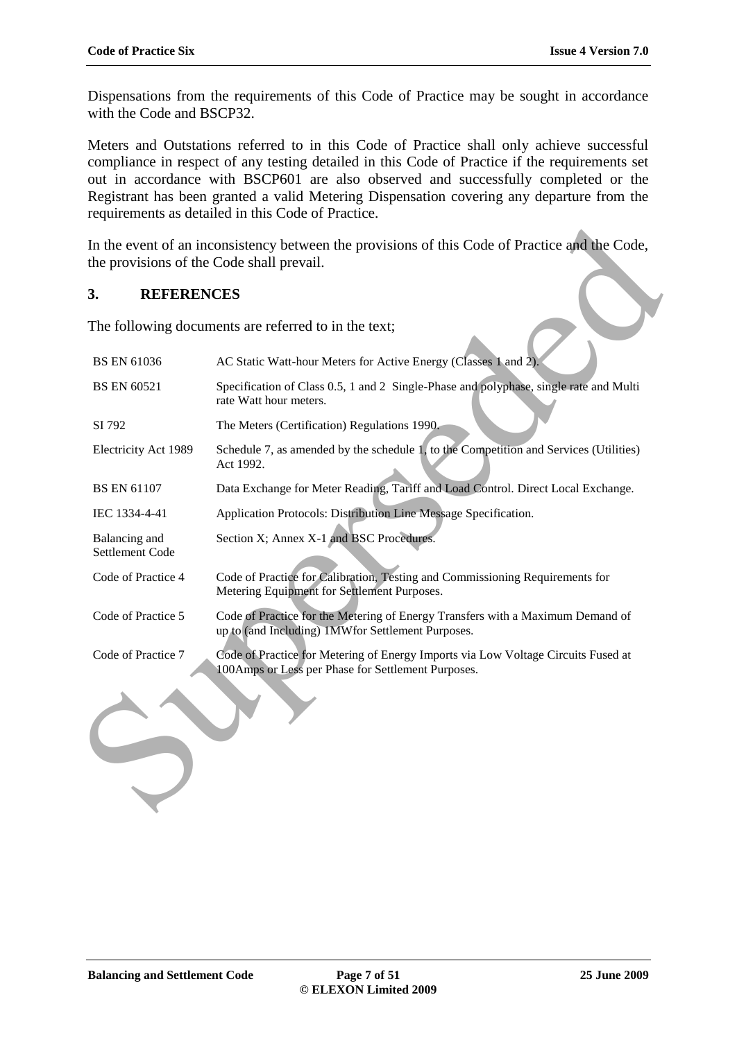Dispensations from the requirements of this Code of Practice may be sought in accordance with the Code and BSCP32.

Meters and Outstations referred to in this Code of Practice shall only achieve successful compliance in respect of any testing detailed in this Code of Practice if the requirements set out in accordance with BSCP601 are also observed and successfully completed or the Registrant has been granted a valid Metering Dispensation covering any departure from the requirements as detailed in this Code of Practice.

In the event of an inconsistency between the provisions of this Code of Practice and the Code, the provisions of the Code shall prevail.

## 3. REFERENCES

The following documents are referred to in the text;

| | |
|---|---|
| BS EN 61036 | AC Static Watt-hour Meters for Active Energy (Classes 1 and 2). |
| BS EN 60521 | Specification of Class 0.5, 1 and 2 Single-Phase and polyphase, single rate and Multi rate Watt hour meters. |
| SI 792 | The Meters (Certification) Regulations 1990. |
| Electricity Act 1989 | Schedule 7, as amended by the schedule 1, to the Competition and Services (Utilities) Act 1992. |
| BS EN 61107 | Data Exchange for Meter Reading, Tariff and Load Control. Direct Local Exchange. |
| IEC 1334-4-41 | Application Protocols: Distribution Line Message Specification. |
| Balancing and Settlement Code | Section X; Annex X-1 and BSC Procedures. |
| Code of Practice 4 | Code of Practice for Calibration, Testing and Commissioning Requirements for Metering Equipment for Settlement Purposes. |
| Code of Practice 5 | Code of Practice for the Metering of Energy Transfers with a Maximum Demand of up to (and Including) 1MWfor Settlement Purposes. |
| Code of Practice 7 | Code of Practice for Metering of Energy Imports via Low Voltage Circuits Fused at 100Amps or Less per Phase for Settlement Purposes. |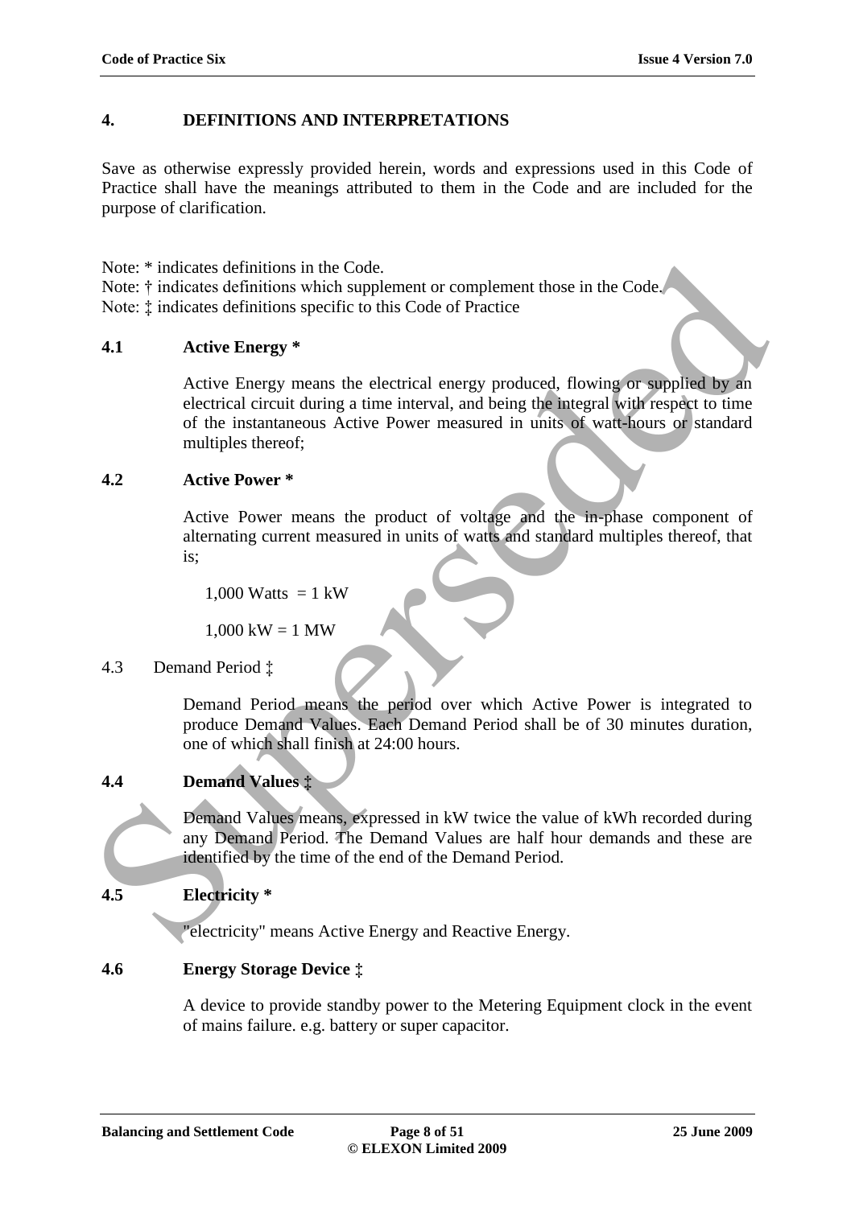## 4. DEFINITIONS AND INTERPRETATIONS

Save as otherwise expressly provided herein, words and expressions used in this Code of Practice shall have the meanings attributed to them in the Code and are included for the purpose of clarification.

Note: * indicates definitions in the Code.
Note: † indicates definitions which supplement or complement those in the Code.
Note: ‡ indicates definitions specific to this Code of Practice

### 4.1 Active Energy *

Active Energy means the electrical energy produced, flowing or supplied by an electrical circuit during a time interval, and being the integral with respect to time of the instantaneous Active Power measured in units of watt-hours or standard multiples thereof;

### 4.2 Active Power *

Active Power means the product of voltage and the in-phase component of alternating current measured in units of watts and standard multiples thereof, that is;

1,000 Watts = 1 kW

1,000 kW = 1 MW

### 4.3 Demand Period ‡

Demand Period means the period over which Active Power is integrated to produce Demand Values. Each Demand Period shall be of 30 minutes duration, one of which shall finish at 24:00 hours.

### 4.4 Demand Values ‡

Demand Values means, expressed in kW twice the value of kWh recorded during any Demand Period. The Demand Values are half hour demands and these are identified by the time of the end of the Demand Period.

### 4.5 Electricity *

"electricity" means Active Energy and Reactive Energy.

### 4.6 Energy Storage Device ‡

A device to provide standby power to the Metering Equipment clock in the event of mains failure. e.g. battery or super capacitor.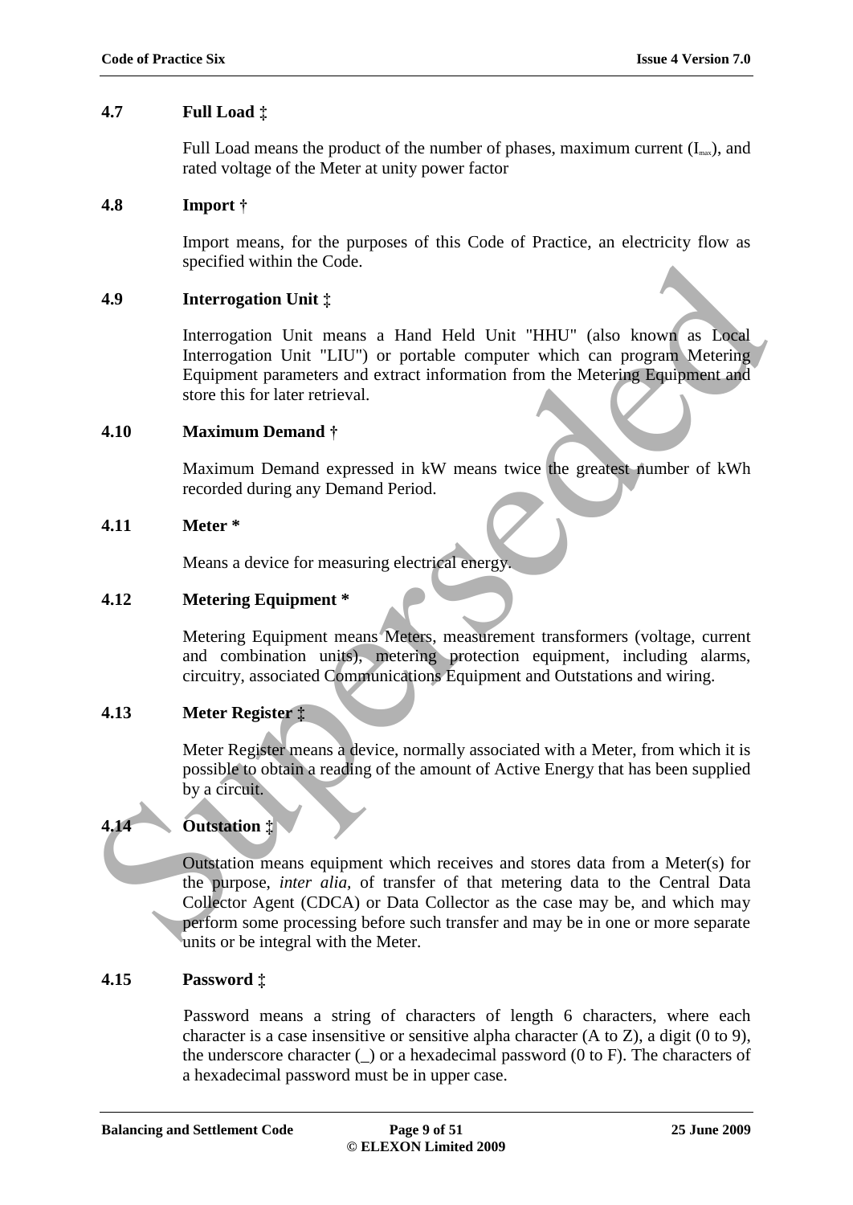## 4.7 Full Load ‡

Full Load means the product of the number of phases, maximum current ($I_{max}$), and rated voltage of the Meter at unity power factor

## 4.8 Import †

Import means, for the purposes of this Code of Practice, an electricity flow as specified within the Code.

## 4.9 Interrogation Unit ‡

Interrogation Unit means a Hand Held Unit "HHU" (also known as Local Interrogation Unit "LIU") or portable computer which can program Metering Equipment parameters and extract information from the Metering Equipment and store this for later retrieval.

## 4.10 Maximum Demand †

Maximum Demand expressed in kW means twice the greatest number of kWh recorded during any Demand Period.

## 4.11 Meter *

Means a device for measuring electrical energy.

## 4.12 Metering Equipment *

Metering Equipment means Meters, measurement transformers (voltage, current and combination units), metering protection equipment, including alarms, circuitry, associated Communications Equipment and Outstations and wiring.

## 4.13 Meter Register ‡

Meter Register means a device, normally associated with a Meter, from which it is possible to obtain a reading of the amount of Active Energy that has been supplied by a circuit.

## 4.14 Outstation ‡

Outstation means equipment which receives and stores data from a Meter(s) for the purpose, *inter alia*, of transfer of that metering data to the Central Data Collector Agent (CDCA) or Data Collector as the case may be, and which may perform some processing before such transfer and may be in one or more separate units or be integral with the Meter.

## 4.15 Password ‡

Password means a string of characters of length 6 characters, where each character is a case insensitive or sensitive alpha character (A to Z), a digit (0 to 9), the underscore character (_) or a hexadecimal password (0 to F). The characters of a hexadecimal password must be in upper case.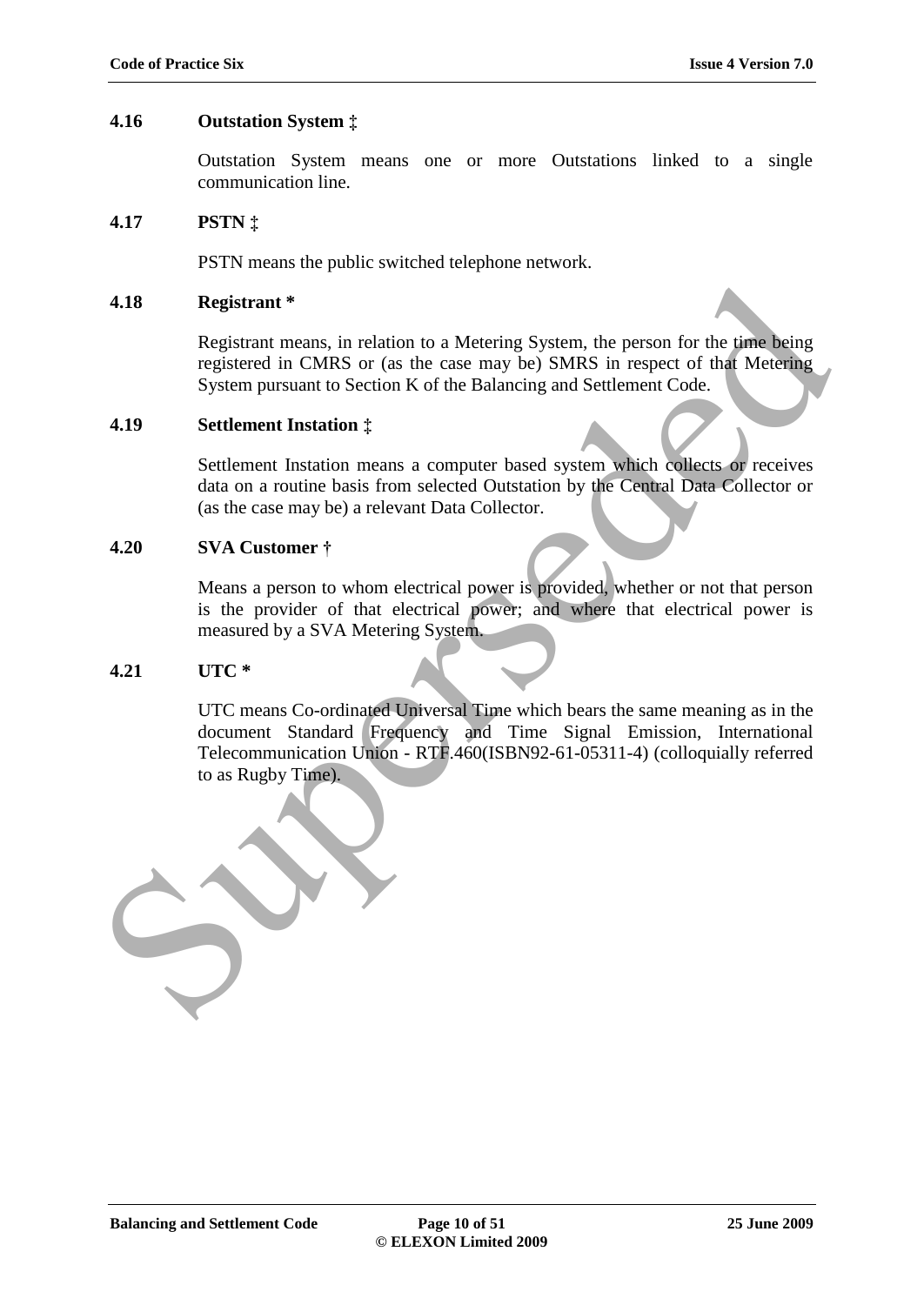### 4.16 Outstation System ‡

Outstation System means one or more Outstations linked to a single communication line.

### 4.17 PSTN ‡

PSTN means the public switched telephone network.

### 4.18 Registrant *

Registrant means, in relation to a Metering System, the person for the time being registered in CMRS or (as the case may be) SMRS in respect of that Metering System pursuant to Section K of the Balancing and Settlement Code.

### 4.19 Settlement Instation ‡

Settlement Instation means a computer based system which collects or receives data on a routine basis from selected Outstation by the Central Data Collector or (as the case may be) a relevant Data Collector.

### 4.20 SVA Customer †

Means a person to whom electrical power is provided, whether or not that person is the provider of that electrical power; and where that electrical power is measured by a SVA Metering System.

### 4.21 UTC *

UTC means Co-ordinated Universal Time which bears the same meaning as in the document Standard Frequency and Time Signal Emission, International Telecommunication Union - RTF.460(ISBN92-61-05311-4) (colloquially referred to as Rugby Time).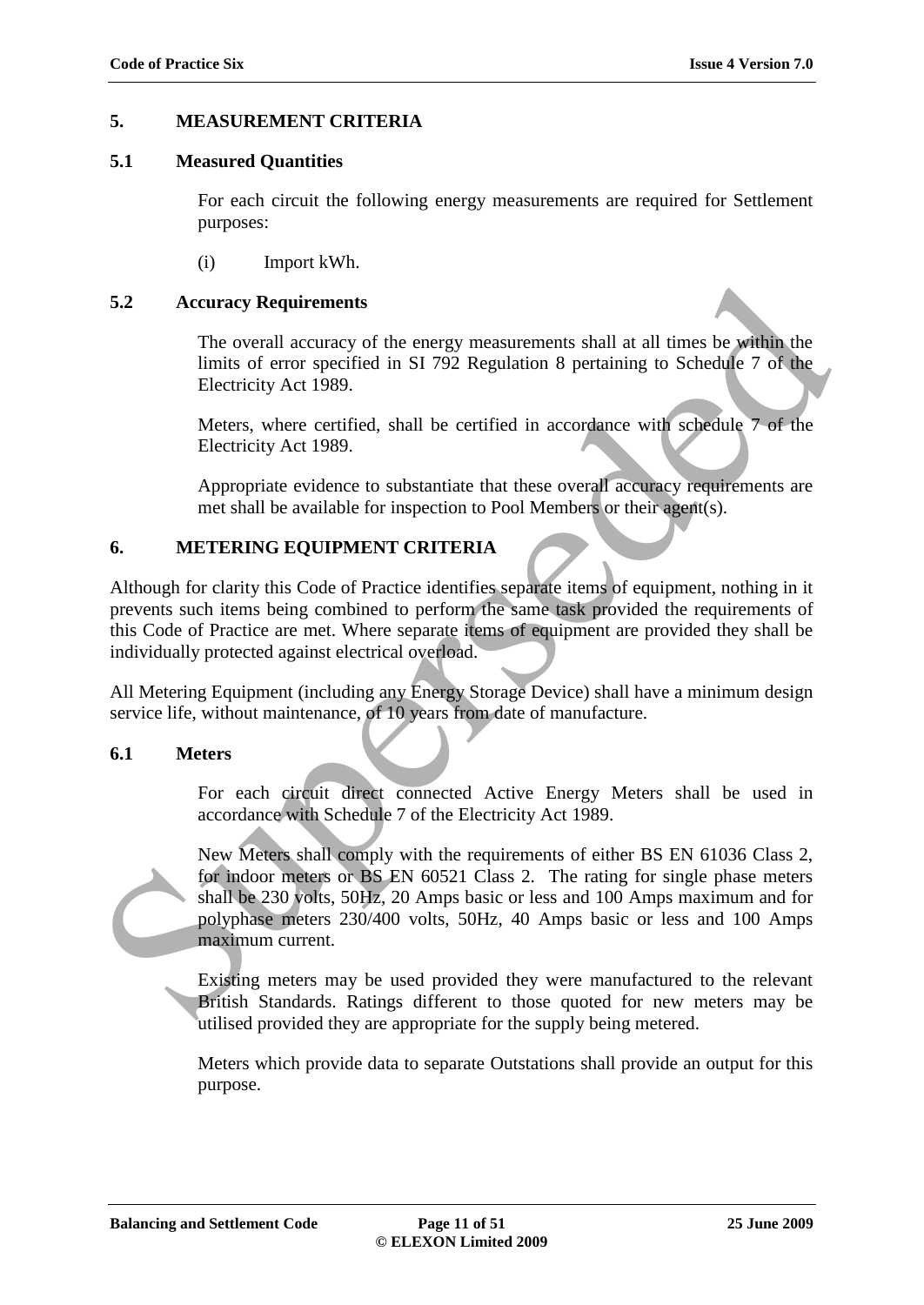## 5. MEASUREMENT CRITERIA

### 5.1 Measured Quantities

For each circuit the following energy measurements are required for Settlement purposes:

(i) Import kWh.

### 5.2 Accuracy Requirements

The overall accuracy of the energy measurements shall at all times be within the limits of error specified in SI 792 Regulation 8 pertaining to Schedule 7 of the Electricity Act 1989.

Meters, where certified, shall be certified in accordance with schedule 7 of the Electricity Act 1989.

Appropriate evidence to substantiate that these overall accuracy requirements are met shall be available for inspection to Pool Members or their agent(s).

## 6. METERING EQUIPMENT CRITERIA

Although for clarity this Code of Practice identifies separate items of equipment, nothing in it prevents such items being combined to perform the same task provided the requirements of this Code of Practice are met. Where separate items of equipment are provided they shall be individually protected against electrical overload.

All Metering Equipment (including any Energy Storage Device) shall have a minimum design service life, without maintenance, of 10 years from date of manufacture.

### 6.1 Meters

For each circuit direct connected Active Energy Meters shall be used in accordance with Schedule 7 of the Electricity Act 1989.

New Meters shall comply with the requirements of either BS EN 61036 Class 2, for indoor meters or BS EN 60521 Class 2. The rating for single phase meters shall be 230 volts, 50Hz, 20 Amps basic or less and 100 Amps maximum and for polyphase meters 230/400 volts, 50Hz, 40 Amps basic or less and 100 Amps maximum current.

Existing meters may be used provided they were manufactured to the relevant British Standards. Ratings different to those quoted for new meters may be utilised provided they are appropriate for the supply being metered.

Meters which provide data to separate Outstations shall provide an output for this purpose.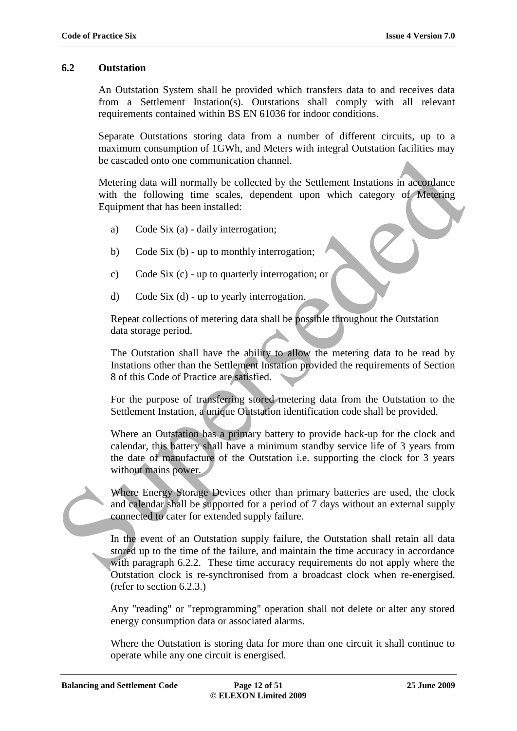## 6.2 Outstation

An Outstation System shall be provided which transfers data to and receives data from a Settlement Instation(s). Outstations shall comply with all relevant requirements contained within BS EN 61036 for indoor conditions.

Separate Outstations storing data from a number of different circuits, up to a maximum consumption of 1GWh, and Meters with integral Outstation facilities may be cascaded onto one communication channel.

Metering data will normally be collected by the Settlement Instations in accordance with the following time scales, dependent upon which category of Metering Equipment that has been installed:

a) Code Six (a) - daily interrogation;

b) Code Six (b) - up to monthly interrogation;

c) Code Six (c) - up to quarterly interrogation; or

d) Code Six (d) - up to yearly interrogation.

Repeat collections of metering data shall be possible throughout the Outstation data storage period.

The Outstation shall have the ability to allow the metering data to be read by Instations other than the Settlement Instation provided the requirements of Section 8 of this Code of Practice are satisfied.

For the purpose of transferring stored metering data from the Outstation to the Settlement Instation, a unique Outstation identification code shall be provided.

Where an Outstation has a primary battery to provide back-up for the clock and calendar, this battery shall have a minimum standby service life of 3 years from the date of manufacture of the Outstation i.e. supporting the clock for 3 years without mains power.

Where Energy Storage Devices other than primary batteries are used, the clock and calendar shall be supported for a period of 7 days without an external supply connected to cater for extended supply failure.

In the event of an Outstation supply failure, the Outstation shall retain all data stored up to the time of the failure, and maintain the time accuracy in accordance with paragraph 6.2.2. These time accuracy requirements do not apply where the Outstation clock is re-synchronised from a broadcast clock when re-energised. (refer to section 6.2.3.)

Any "reading" or "reprogramming" operation shall not delete or alter any stored energy consumption data or associated alarms.

Where the Outstation is storing data for more than one circuit it shall continue to operate while any one circuit is energised.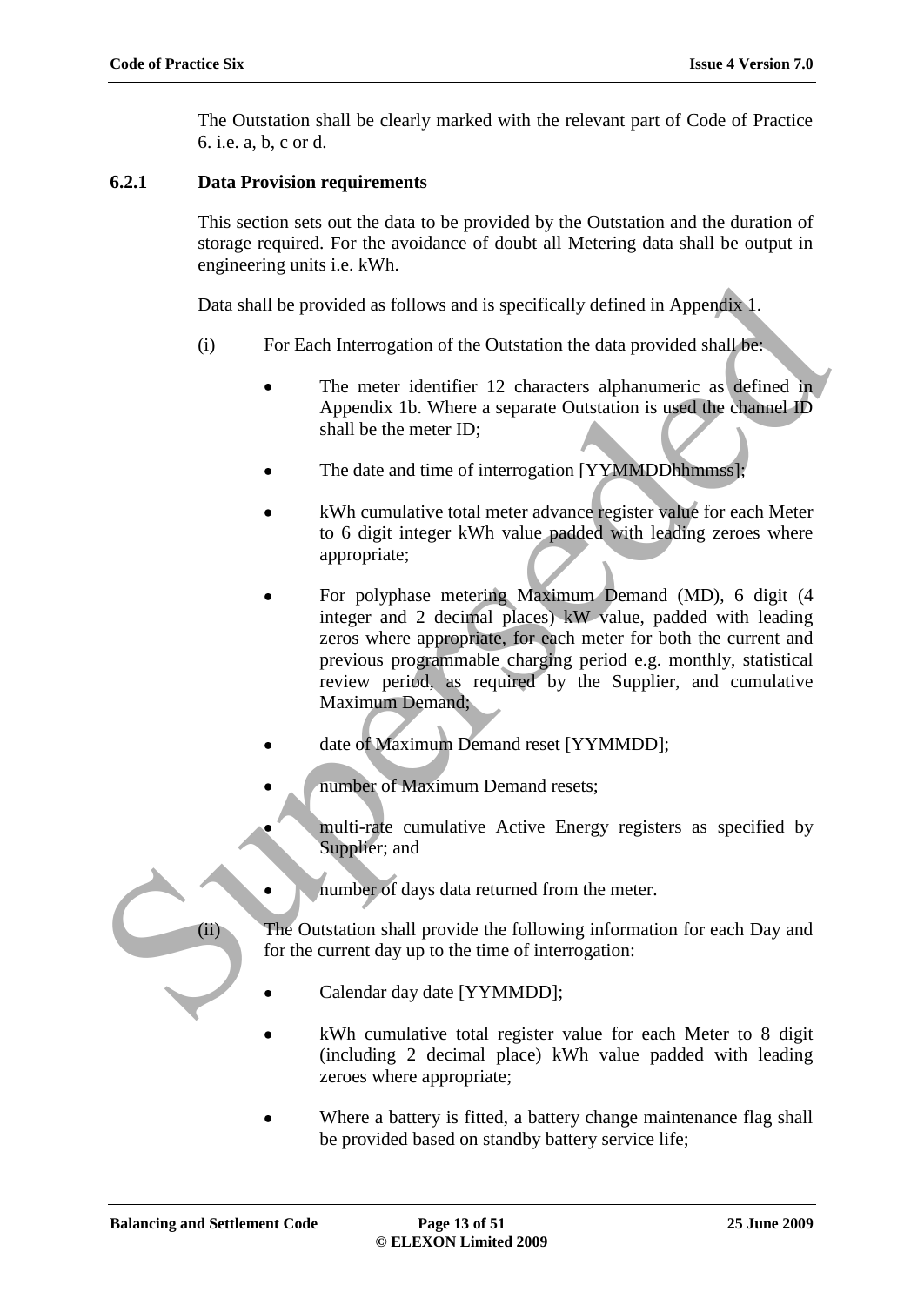The Outstation shall be clearly marked with the relevant part of Code of Practice 6. i.e. a, b, c or d.

### 6.2.1 Data Provision requirements

This section sets out the data to be provided by the Outstation and the duration of storage required. For the avoidance of doubt all Metering data shall be output in engineering units i.e. kWh.

Data shall be provided as follows and is specifically defined in Appendix 1.

(i) For Each Interrogation of the Outstation the data provided shall be:

- The meter identifier 12 characters alphanumeric as defined in Appendix 1b. Where a separate Outstation is used the channel ID shall be the meter ID;
- The date and time of interrogation [YYMMDDhhmmss];
- kWh cumulative total meter advance register value for each Meter to 6 digit integer kWh value padded with leading zeroes where appropriate;
- For polyphase metering Maximum Demand (MD), 6 digit (4 integer and 2 decimal places) kW value, padded with leading zeros where appropriate, for each meter for both the current and previous programmable charging period e.g. monthly, statistical review period, as required by the Supplier, and cumulative Maximum Demand;
- date of Maximum Demand reset [YYMMDD];
- number of Maximum Demand resets;
- multi-rate cumulative Active Energy registers as specified by Supplier; and
- number of days data returned from the meter.

(ii) The Outstation shall provide the following information for each Day and for the current day up to the time of interrogation:

- Calendar day date [YYMMDD];
- kWh cumulative total register value for each Meter to 8 digit (including 2 decimal place) kWh value padded with leading zeroes where appropriate;
- Where a battery is fitted, a battery change maintenance flag shall be provided based on standby battery service life;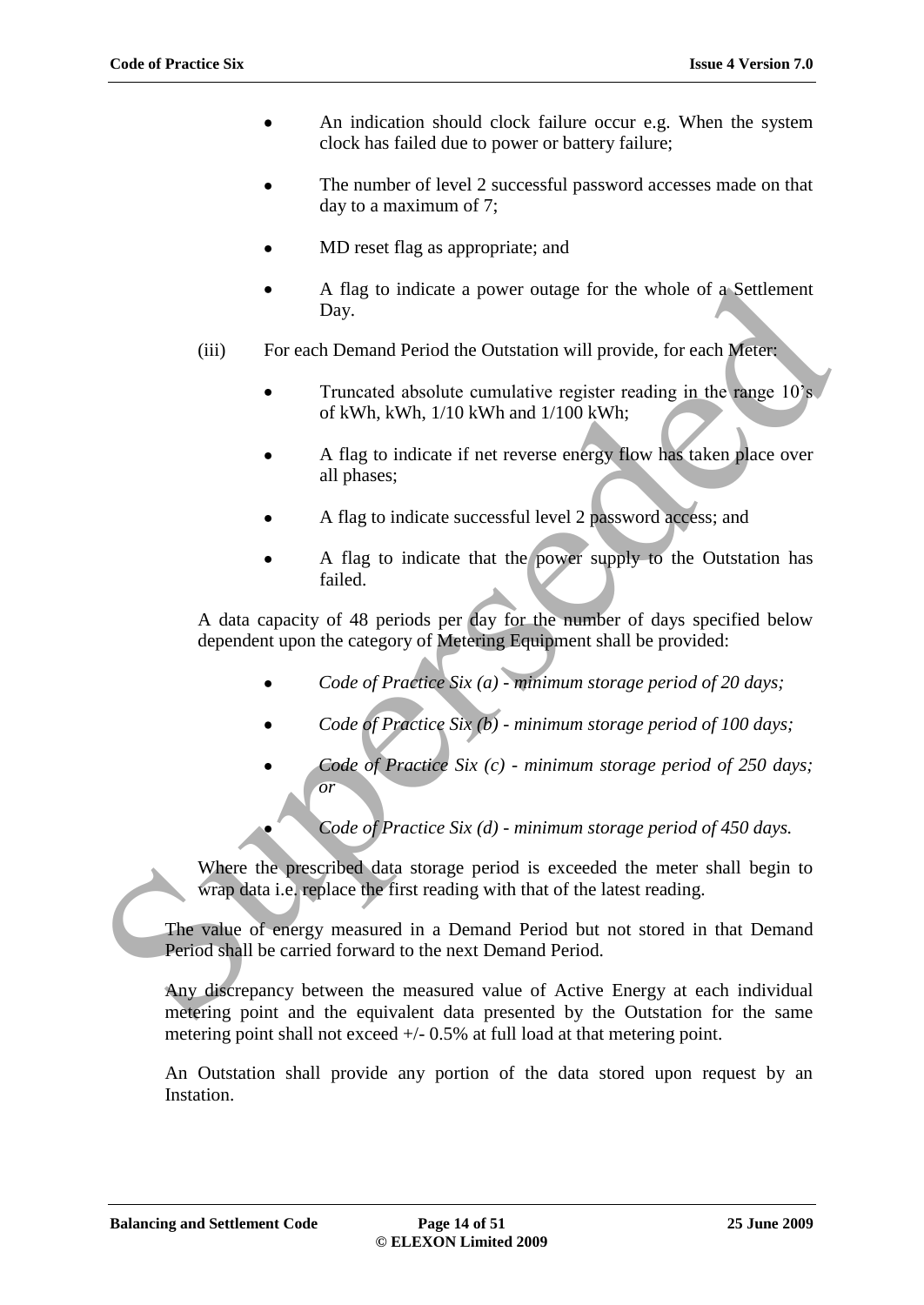- An indication should clock failure occur e.g. When the system clock has failed due to power or battery failure;
- The number of level 2 successful password accesses made on that day to a maximum of 7;
- MD reset flag as appropriate; and
- A flag to indicate a power outage for the whole of a Settlement Day.

(iii) For each Demand Period the Outstation will provide, for each Meter:

- Truncated absolute cumulative register reading in the range 10's of kWh, kWh, 1/10 kWh and 1/100 kWh;
- A flag to indicate if net reverse energy flow has taken place over all phases;
- A flag to indicate successful level 2 password access; and
- A flag to indicate that the power supply to the Outstation has failed.

A data capacity of 48 periods per day for the number of days specified below dependent upon the category of Metering Equipment shall be provided:

- *Code of Practice Six (a) - minimum storage period of 20 days;*
- *Code of Practice Six (b) - minimum storage period of 100 days;*
- *Code of Practice Six (c) - minimum storage period of 250 days; or*
- *Code of Practice Six (d) - minimum storage period of 450 days.*

Where the prescribed data storage period is exceeded the meter shall begin to wrap data i.e. replace the first reading with that of the latest reading.

The value of energy measured in a Demand Period but not stored in that Demand Period shall be carried forward to the next Demand Period.

Any discrepancy between the measured value of Active Energy at each individual metering point and the equivalent data presented by the Outstation for the same metering point shall not exceed +/- 0.5% at full load at that metering point.

An Outstation shall provide any portion of the data stored upon request by an Instation.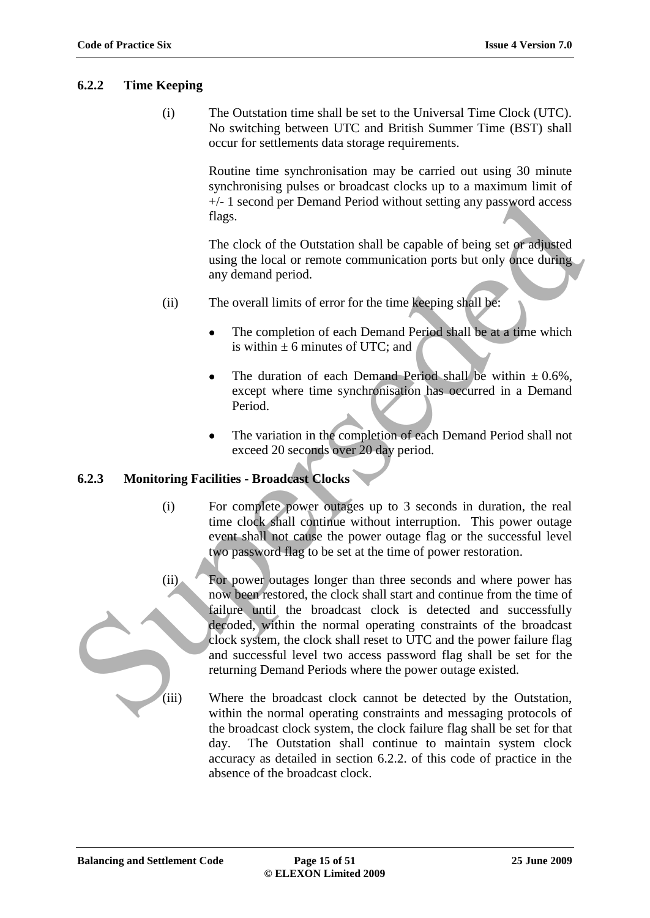### 6.2.2 Time Keeping

(i) The Outstation time shall be set to the Universal Time Clock (UTC). No switching between UTC and British Summer Time (BST) shall occur for settlements data storage requirements.

Routine time synchronisation may be carried out using 30 minute synchronising pulses or broadcast clocks up to a maximum limit of +/- 1 second per Demand Period without setting any password access flags.

The clock of the Outstation shall be capable of being set or adjusted using the local or remote communication ports but only once during any demand period.

(ii) The overall limits of error for the time keeping shall be:

- The completion of each Demand Period shall be at a time which is within ± 6 minutes of UTC; and
- The duration of each Demand Period shall be within ± 0.6%, except where time synchronisation has occurred in a Demand Period.
- The variation in the completion of each Demand Period shall not exceed 20 seconds over 20 day period.

### 6.2.3 Monitoring Facilities - Broadcast Clocks

(i) For complete power outages up to 3 seconds in duration, the real time clock shall continue without interruption. This power outage event shall not cause the power outage flag or the successful level two password flag to be set at the time of power restoration.

(ii) For power outages longer than three seconds and where power has now been restored, the clock shall start and continue from the time of failure until the broadcast clock is detected and successfully decoded, within the normal operating constraints of the broadcast clock system, the clock shall reset to UTC and the power failure flag and successful level two access password flag shall be set for the returning Demand Periods where the power outage existed.

(iii) Where the broadcast clock cannot be detected by the Outstation, within the normal operating constraints and messaging protocols of the broadcast clock system, the clock failure flag shall be set for that day. The Outstation shall continue to maintain system clock accuracy as detailed in section 6.2.2. of this code of practice in the absence of the broadcast clock.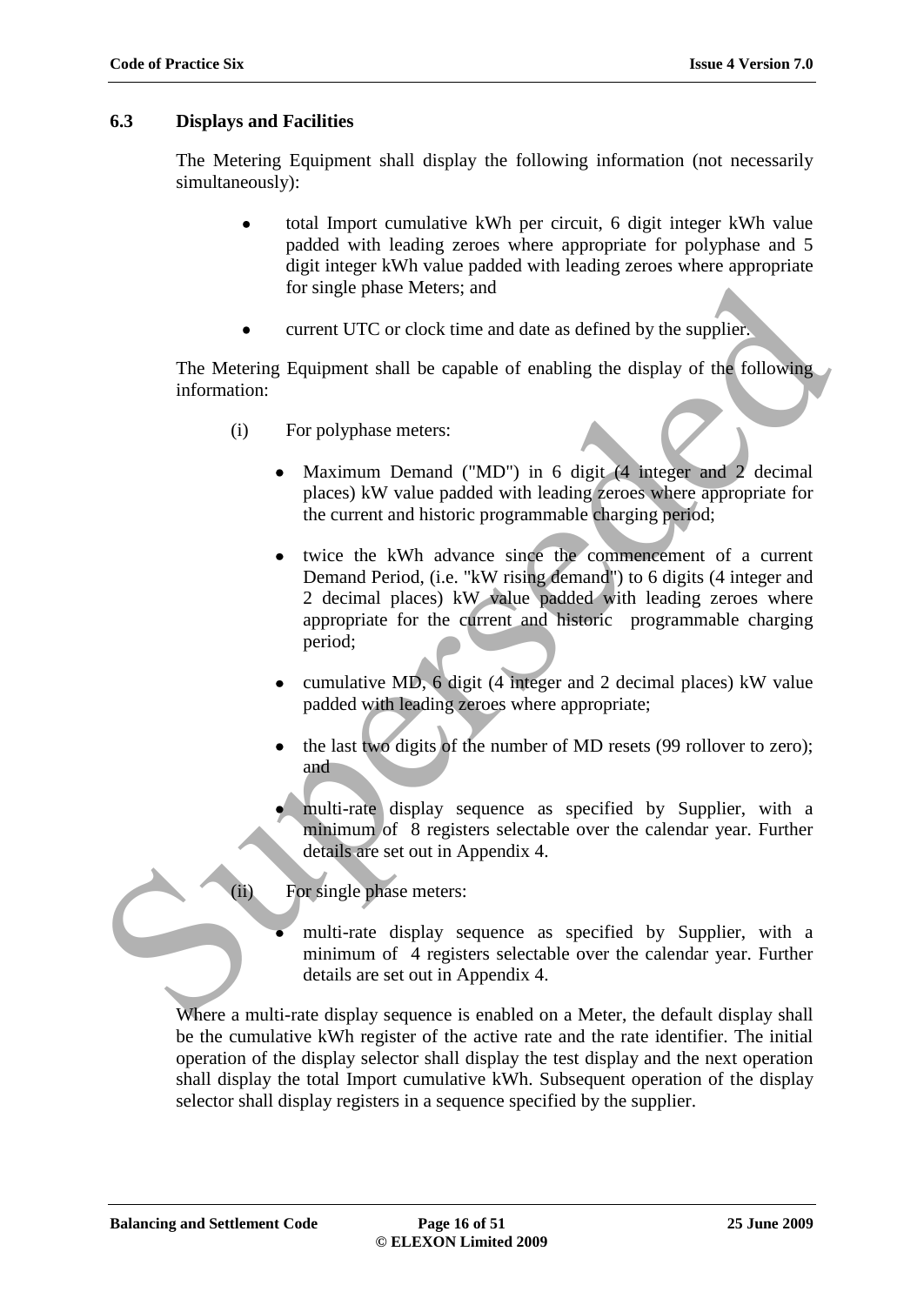### 6.3 Displays and Facilities

The Metering Equipment shall display the following information (not necessarily simultaneously):

- total Import cumulative kWh per circuit, 6 digit integer kWh value padded with leading zeroes where appropriate for polyphase and 5 digit integer kWh value padded with leading zeroes where appropriate for single phase Meters; and
- current UTC or clock time and date as defined by the supplier.

The Metering Equipment shall be capable of enabling the display of the following information:

(i) For polyphase meters:

- Maximum Demand ("MD") in 6 digit (4 integer and 2 decimal places) kW value padded with leading zeroes where appropriate for the current and historic programmable charging period;
- twice the kWh advance since the commencement of a current Demand Period, (i.e. "kW rising demand") to 6 digits (4 integer and 2 decimal places) kW value padded with leading zeroes where appropriate for the current and historic programmable charging period;
- cumulative MD, 6 digit (4 integer and 2 decimal places) kW value padded with leading zeroes where appropriate;
- the last two digits of the number of MD resets (99 rollover to zero); and
- multi-rate display sequence as specified by Supplier, with a minimum of 8 registers selectable over the calendar year. Further details are set out in Appendix 4.

(ii) For single phase meters:

- multi-rate display sequence as specified by Supplier, with a minimum of 4 registers selectable over the calendar year. Further details are set out in Appendix 4.

Where a multi-rate display sequence is enabled on a Meter, the default display shall be the cumulative kWh register of the active rate and the rate identifier. The initial operation of the display selector shall display the test display and the next operation shall display the total Import cumulative kWh. Subsequent operation of the display selector shall display registers in a sequence specified by the supplier.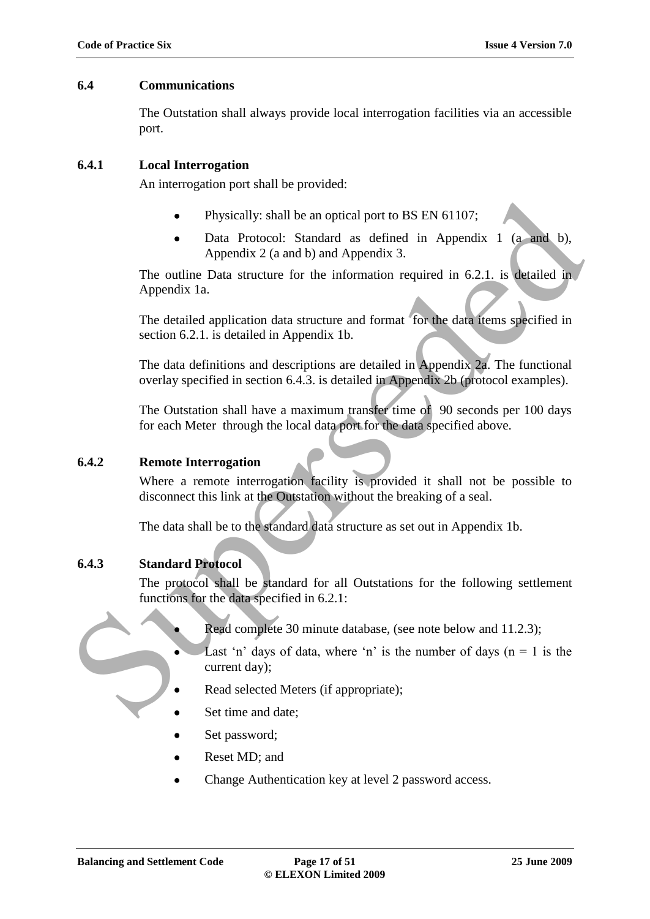## 6.4 Communications

The Outstation shall always provide local interrogation facilities via an accessible port.

### 6.4.1 Local Interrogation

An interrogation port shall be provided:

- Physically: shall be an optical port to BS EN 61107;
- Data Protocol: Standard as defined in Appendix 1 (a and b), Appendix 2 (a and b) and Appendix 3.

The outline Data structure for the information required in 6.2.1. is detailed in Appendix 1a.

The detailed application data structure and format for the data items specified in section 6.2.1. is detailed in Appendix 1b.

The data definitions and descriptions are detailed in Appendix 2a. The functional overlay specified in section 6.4.3. is detailed in Appendix 2b (protocol examples).

The Outstation shall have a maximum transfer time of 90 seconds per 100 days for each Meter through the local data port for the data specified above.

### 6.4.2 Remote Interrogation

Where a remote interrogation facility is provided it shall not be possible to disconnect this link at the Outstation without the breaking of a seal.

The data shall be to the standard data structure as set out in Appendix 1b.

### 6.4.3 Standard Protocol

The protocol shall be standard for all Outstations for the following settlement functions for the data specified in 6.2.1:

- Read complete 30 minute database, (see note below and 11.2.3);
- Last 'n' days of data, where 'n' is the number of days (n = 1 is the current day);
- Read selected Meters (if appropriate);
- Set time and date;
- Set password;
- Reset MD; and
- Change Authentication key at level 2 password access.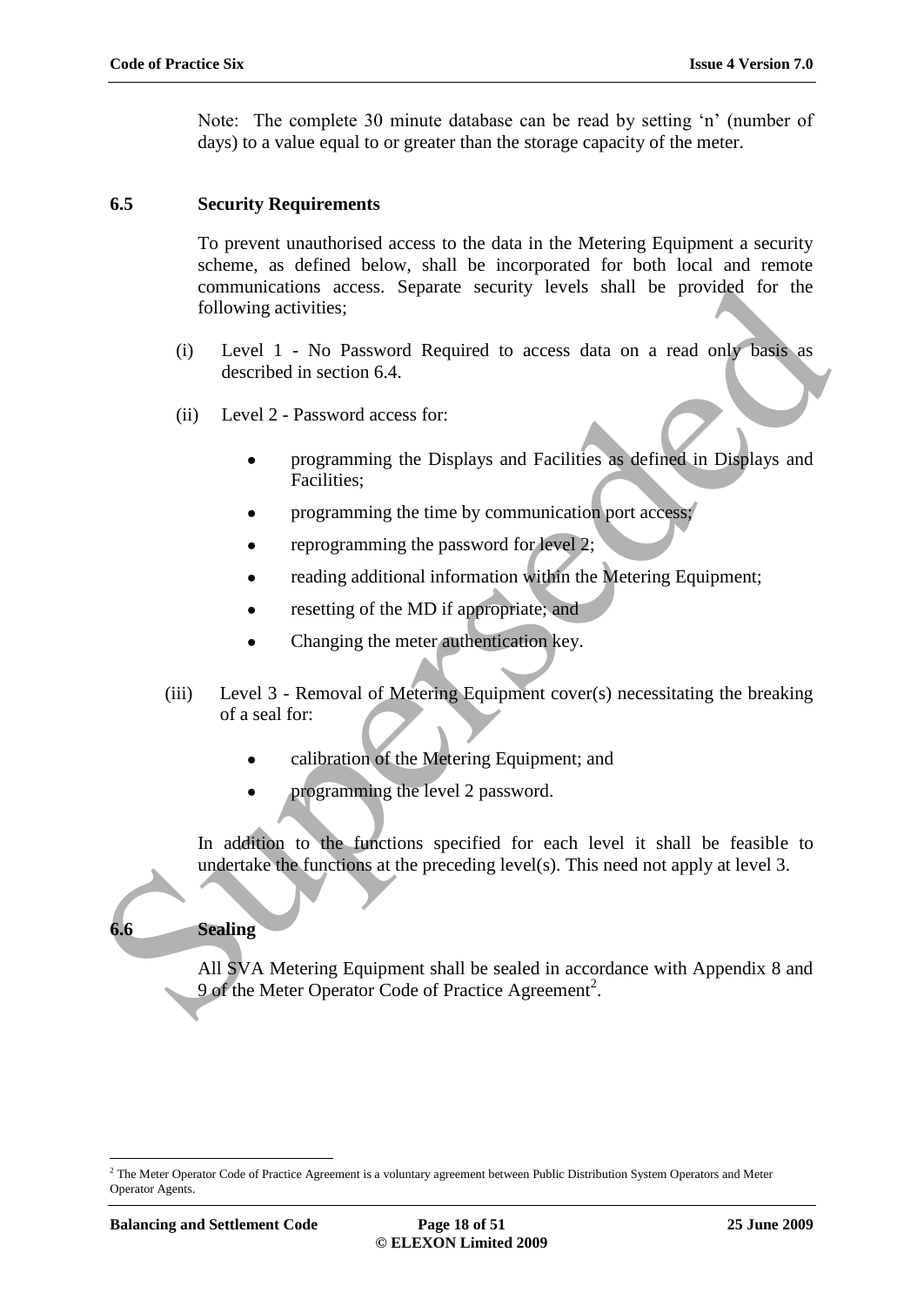Note: The complete 30 minute database can be read by setting 'n' (number of days) to a value equal to or greater than the storage capacity of the meter.

## 6.5 Security Requirements

To prevent unauthorised access to the data in the Metering Equipment a security scheme, as defined below, shall be incorporated for both local and remote communications access. Separate security levels shall be provided for the following activities;

(i) Level 1 - No Password Required to access data on a read only basis as described in section 6.4.

(ii) Level 2 - Password access for:

- programming the Displays and Facilities as defined in Displays and Facilities;
- programming the time by communication port access;
- reprogramming the password for level 2;
- reading additional information within the Metering Equipment;
- resetting of the MD if appropriate; and
- Changing the meter authentication key.

(iii) Level 3 - Removal of Metering Equipment cover(s) necessitating the breaking of a seal for:

- calibration of the Metering Equipment; and
- programming the level 2 password.

In addition to the functions specified for each level it shall be feasible to undertake the functions at the preceding level(s). This need not apply at level 3.

## 6.6 Sealing

All SVA Metering Equipment shall be sealed in accordance with Appendix 8 and 9 of the Meter Operator Code of Practice Agreement[2].

[2] The Meter Operator Code of Practice Agreement is a voluntary agreement between Public Distribution System Operators and Meter Operator Agents.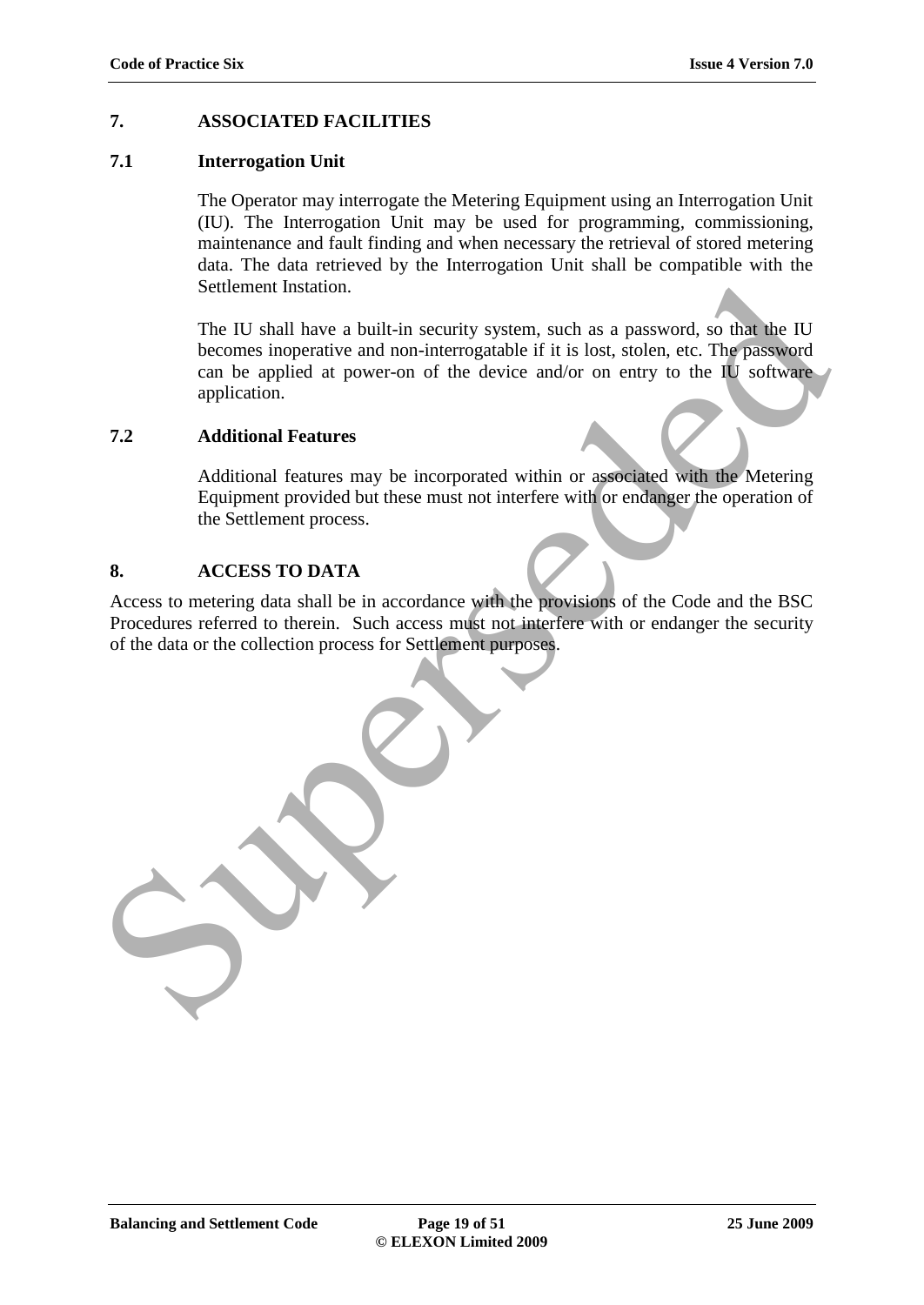## 7. ASSOCIATED FACILITIES

### 7.1 Interrogation Unit

The Operator may interrogate the Metering Equipment using an Interrogation Unit (IU). The Interrogation Unit may be used for programming, commissioning, maintenance and fault finding and when necessary the retrieval of stored metering data. The data retrieved by the Interrogation Unit shall be compatible with the Settlement Instation.

The IU shall have a built-in security system, such as a password, so that the IU becomes inoperative and non-interrogatable if it is lost, stolen, etc. The password can be applied at power-on of the device and/or on entry to the IU software application.

### 7.2 Additional Features

Additional features may be incorporated within or associated with the Metering Equipment provided but these must not interfere with or endanger the operation of the Settlement process.

## 8. ACCESS TO DATA

Access to metering data shall be in accordance with the provisions of the Code and the BSC Procedures referred to therein. Such access must not interfere with or endanger the security of the data or the collection process for Settlement purposes.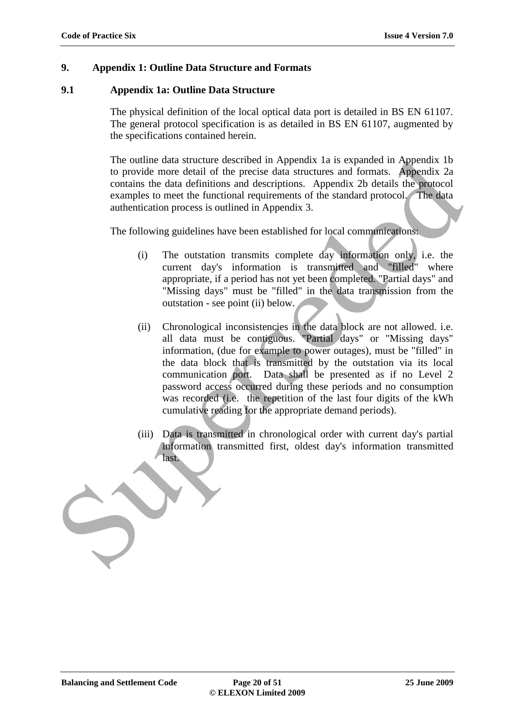## 9. Appendix 1: Outline Data Structure and Formats

### 9.1 Appendix 1a: Outline Data Structure

The physical definition of the local optical data port is detailed in BS EN 61107. The general protocol specification is as detailed in BS EN 61107, augmented by the specifications contained herein.

The outline data structure described in Appendix 1a is expanded in Appendix 1b to provide more detail of the precise data structures and formats. Appendix 2a contains the data definitions and descriptions. Appendix 2b details the protocol examples to meet the functional requirements of the standard protocol. The data authentication process is outlined in Appendix 3.

The following guidelines have been established for local communications:

(i) The outstation transmits complete day information only, i.e. the current day's information is transmitted and "filled" where appropriate, if a period has not yet been completed. "Partial days" and "Missing days" must be "filled" in the data transmission from the outstation - see point (ii) below.

(ii) Chronological inconsistencies in the data block are not allowed. i.e. all data must be contiguous. "Partial days" or "Missing days" information, (due for example to power outages), must be "filled" in the data block that is transmitted by the outstation via its local communication port. Data shall be presented as if no Level 2 password access occurred during these periods and no consumption was recorded (i.e. the repetition of the last four digits of the kWh cumulative reading for the appropriate demand periods).

(iii) Data is transmitted in chronological order with current day's partial information transmitted first, oldest day's information transmitted last.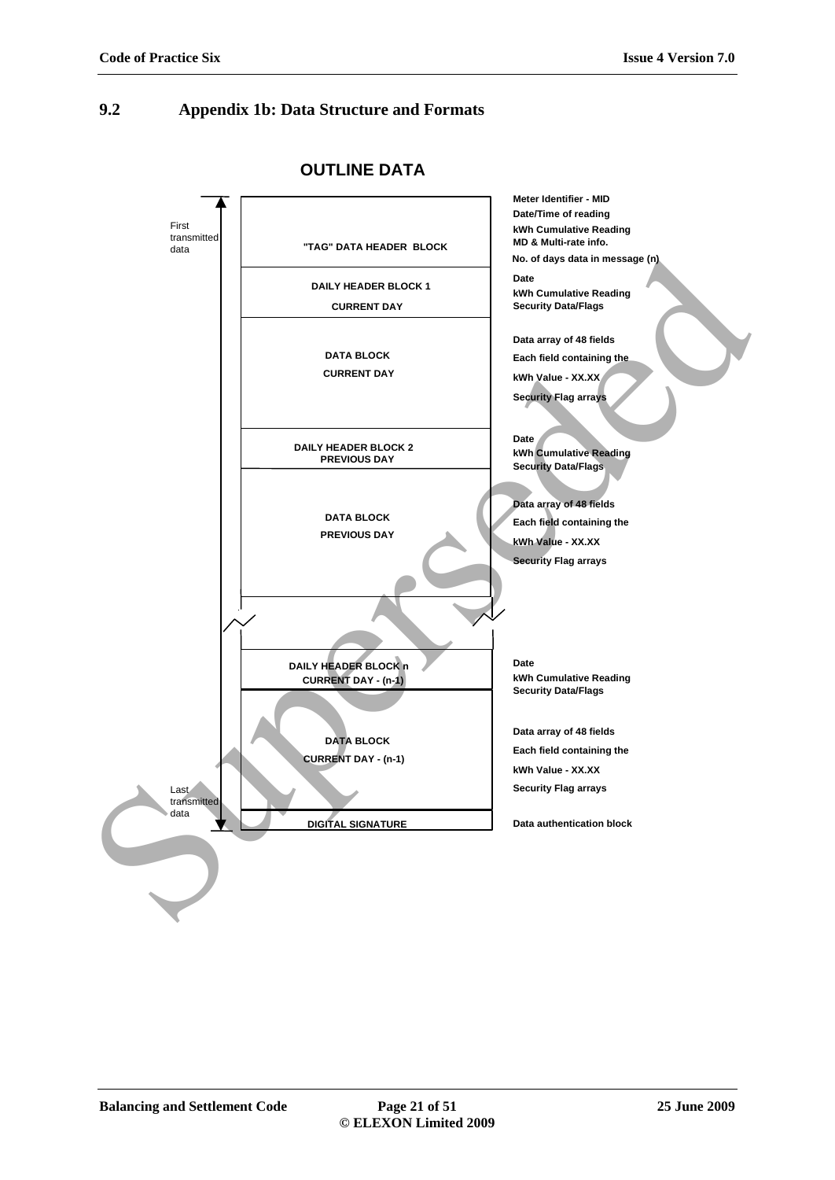## 9.2 Appendix 1b: Data Structure and Formats

**OUTLINE DATA**

| Block | Contents |
|---|---|
| "TAG" DATA HEADER BLOCK | Meter Identifier - MID<br>Date/Time of reading<br>kWh Cumulative Reading<br>MD & Multi-rate info.<br>No. of days data in message (n) |
| DAILY HEADER BLOCK 1<br>CURRENT DAY | Date<br>kWh Cumulative Reading<br>Security Data/Flags |
| DATA BLOCK<br>CURRENT DAY | Data array of 48 fields<br>Each field containing the<br>kWh Value - XX.XX<br>Security Flag arrays |
| DAILY HEADER BLOCK 2<br>PREVIOUS DAY | Date<br>kWh Cumulative Reading<br>Security Data/Flags |
| DATA BLOCK<br>PREVIOUS DAY | Data array of 48 fields<br>Each field containing the<br>kWh Value - XX.XX<br>Security Flag arrays |
| ... | |
| DAILY HEADER BLOCK n<br>CURRENT DAY - (n-1) | Date<br>kWh Cumulative Reading<br>Security Data/Flags |
| DATA BLOCK<br>CURRENT DAY - (n-1) | Data array of 48 fields<br>Each field containing the<br>kWh Value - XX.XX<br>Security Flag arrays |
| DIGITAL SIGNATURE | Data authentication block |

First transmitted data (top) → Last transmitted data (bottom)

Superseded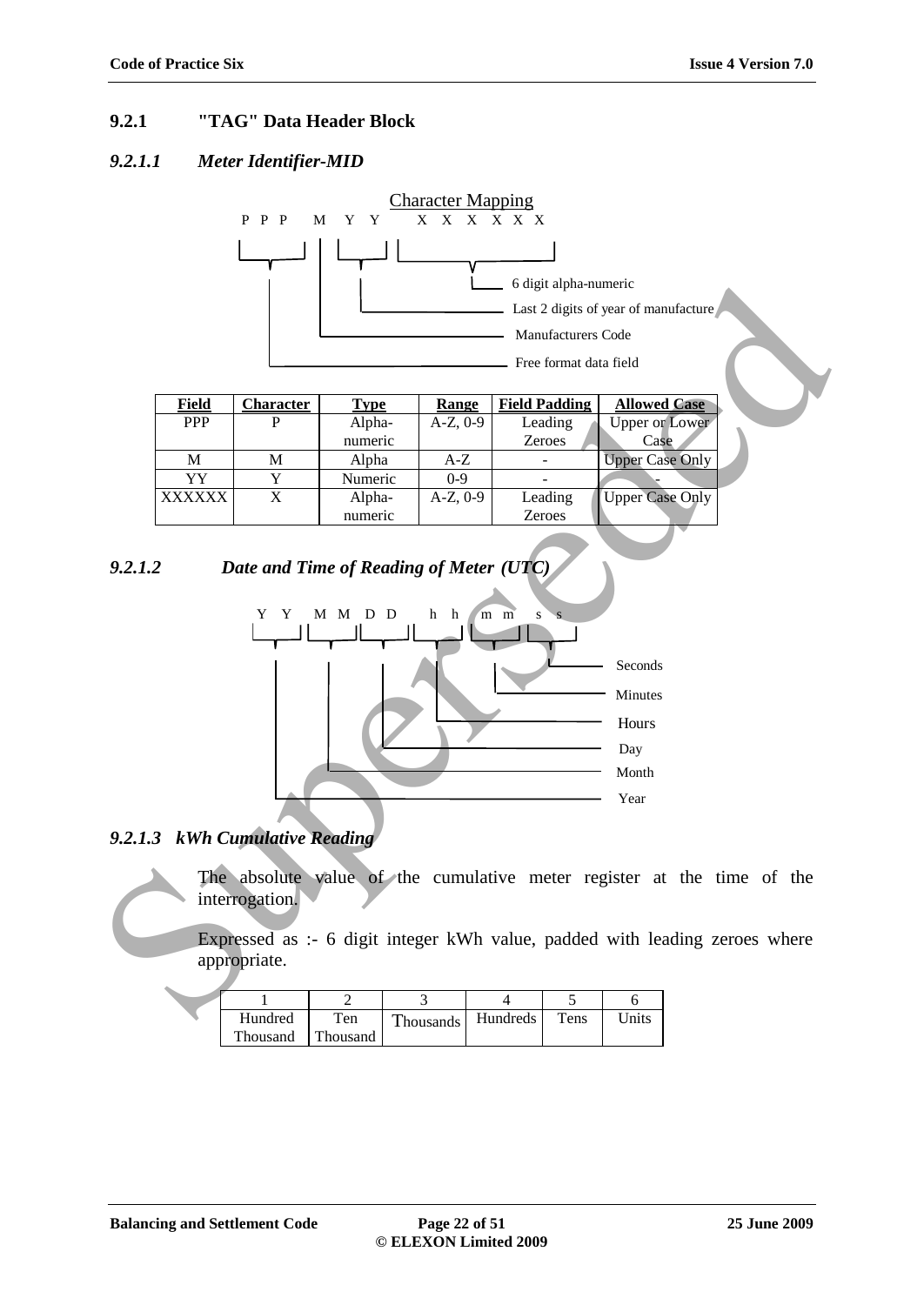### 9.2.1 "TAG" Data Header Block

#### *9.2.1.1 Meter Identifier-MID*

Character Mapping

P P P M Y Y X X X X X X

- P P P – Free format data field
- M – Manufacturers Code
- Y Y – Last 2 digits of year of manufacture
- X X X X X X – 6 digit alpha-numeric

| Field | Character | Type | Range | Field Padding | Allowed Case |
|---|---|---|---|---|---|
| PPP | P | Alpha-numeric | A-Z, 0-9 | Leading Zeroes | Upper or Lower Case |
| M | M | Alpha | A-Z | - | Upper Case Only |
| YY | Y | Numeric | 0-9 | - | - |
| XXXXXX | X | Alpha-numeric | A-Z, 0-9 | Leading Zeroes | Upper Case Only |

#### *9.2.1.2 Date and Time of Reading of Meter (UTC)*

Y Y M M D D h h m m s s

- Y Y – Year
- M M – Month
- D D – Day
- h h – Hours
- m m – Minutes
- s s – Seconds

#### *9.2.1.3 kWh Cumulative Reading*

The absolute value of the cumulative meter register at the time of the interrogation.

Expressed as :- 6 digit integer kWh value, padded with leading zeroes where appropriate.

| 1 | 2 | 3 | 4 | 5 | 6 |
|---|---|---|---|---|---|
| Hundred Thousand | Ten Thousand | Thousands | Hundreds | Tens | Units |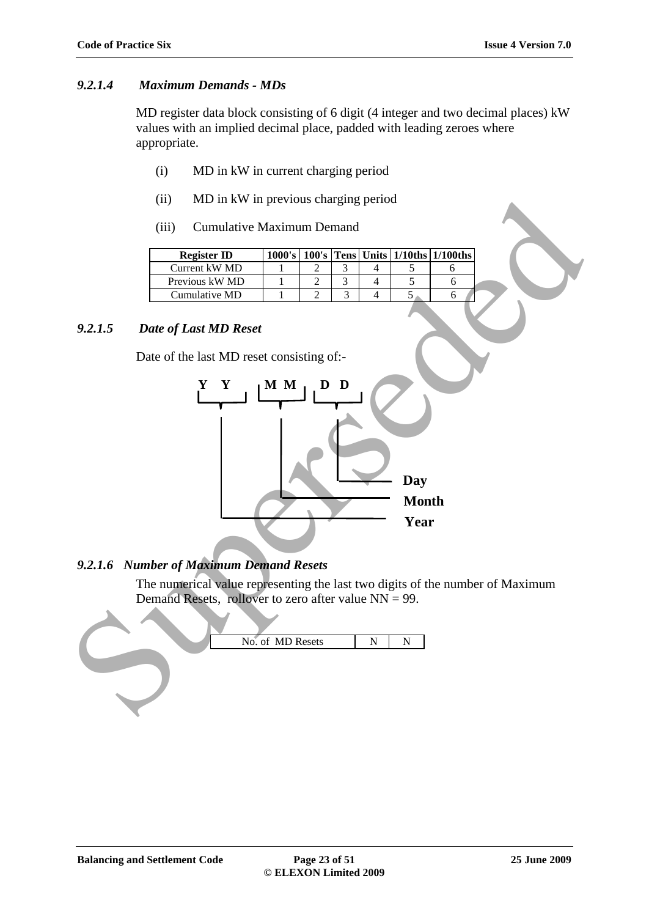#### *9.2.1.4 Maximum Demands - MDs*

MD register data block consisting of 6 digit (4 integer and two decimal places) kW values with an implied decimal place, padded with leading zeroes where appropriate.

(i) MD in kW in current charging period

(ii) MD in kW in previous charging period

(iii) Cumulative Maximum Demand

| Register ID | 1000's | 100's | Tens | Units | 1/10ths | 1/100ths |
|---|---|---|---|---|---|---|
| Current kW MD | 1 | 2 | 3 | 4 | 5 | 6 |
| Previous kW MD | 1 | 2 | 3 | 4 | 5 | 6 |
| Cumulative MD | 1 | 2 | 3 | 4 | 5 | 6 |

#### *9.2.1.5 Date of Last MD Reset*

Date of the last MD reset consisting of:-

**Y Y M M D D**

- **D D** – **Day**
- **M M** – **Month**
- **Y Y** – **Year**

#### *9.2.1.6 Number of Maximum Demand Resets*

The numerical value representing the last two digits of the number of Maximum Demand Resets, rollover to zero after value NN = 99.

| No. of MD Resets | N | N |
|---|---|---|

Superseded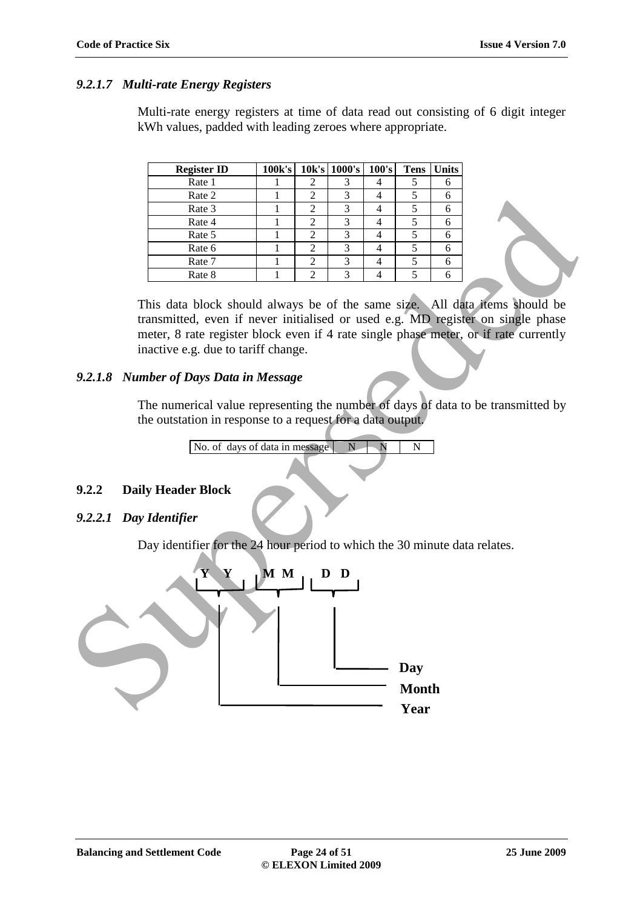### *9.2.1.7 Multi-rate Energy Registers*

Multi-rate energy registers at time of data read out consisting of 6 digit integer kWh values, padded with leading zeroes where appropriate.

| Register ID | 100k's | 10k's | 1000's | 100's | Tens | Units |
|---|---|---|---|---|---|---|
| Rate 1 | 1 | 2 | 3 | 4 | 5 | 6 |
| Rate 2 | 1 | 2 | 3 | 4 | 5 | 6 |
| Rate 3 | 1 | 2 | 3 | 4 | 5 | 6 |
| Rate 4 | 1 | 2 | 3 | 4 | 5 | 6 |
| Rate 5 | 1 | 2 | 3 | 4 | 5 | 6 |
| Rate 6 | 1 | 2 | 3 | 4 | 5 | 6 |
| Rate 7 | 1 | 2 | 3 | 4 | 5 | 6 |
| Rate 8 | 1 | 2 | 3 | 4 | 5 | 6 |

This data block should always be of the same size. All data items should be transmitted, even if never initialised or used e.g. MD register on single phase meter, 8 rate register block even if 4 rate single phase meter, or if rate currently inactive e.g. due to tariff change.

### *9.2.1.8 Number of Days Data in Message*

The numerical value representing the number of days of data to be transmitted by the outstation in response to a request for a data output.

| No. of days of data in message | N | N | N |
|---|---|---|---|

## 9.2.2 Daily Header Block

### *9.2.2.1 Day Identifier*

Day identifier for the 24 hour period to which the 30 minute data relates.

**Y Y M M D D**

- **D D** — **Day**
- **M M** — **Month**
- **Y Y** — **Year**

Superseded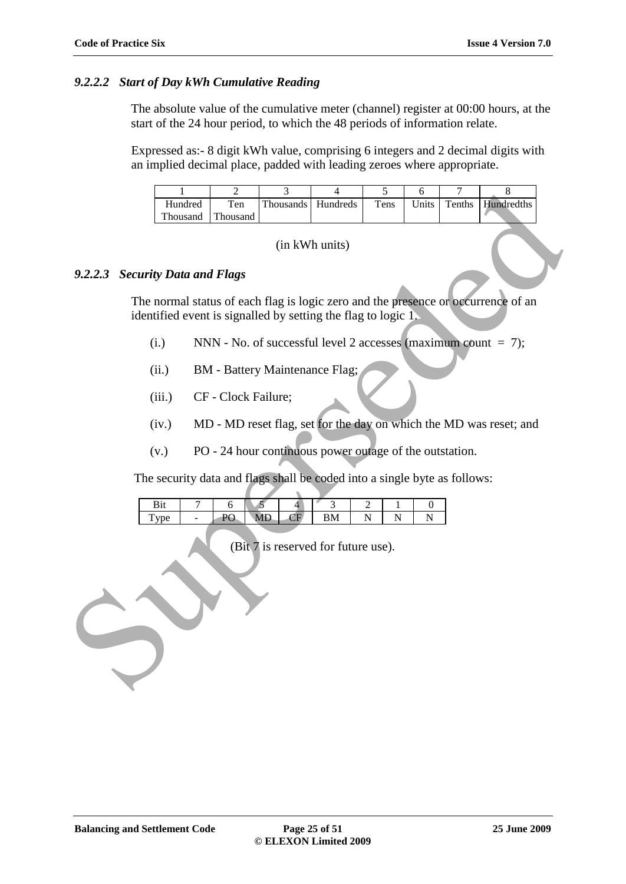#### *9.2.2.2 Start of Day kWh Cumulative Reading*

The absolute value of the cumulative meter (channel) register at 00:00 hours, at the start of the 24 hour period, to which the 48 periods of information relate.

Expressed as:- 8 digit kWh value, comprising 6 integers and 2 decimal digits with an implied decimal place, padded with leading zeroes where appropriate.

| 1 | 2 | 3 | 4 | 5 | 6 | 7 | 8 |
|---|---|---|---|---|---|---|---|
| Hundred Thousand | Ten Thousand | Thousands | Hundreds | Tens | Units | Tenths | Hundredths |

(in kWh units)

#### *9.2.2.3 Security Data and Flags*

The normal status of each flag is logic zero and the presence or occurrence of an identified event is signalled by setting the flag to logic 1.

(i.) NNN - No. of successful level 2 accesses (maximum count = 7);

(ii.) BM - Battery Maintenance Flag;

(iii.) CF - Clock Failure;

(iv.) MD - MD reset flag, set for the day on which the MD was reset; and

(v.) PO - 24 hour continuous power outage of the outstation.

The security data and flags shall be coded into a single byte as follows:

| Bit | 7 | 6 | 5 | 4 | 3 | 2 | 1 | 0 |
|---|---|---|---|---|---|---|---|---|
| Type | - | PO | MD | CF | BM | N | N | N |

(Bit 7 is reserved for future use).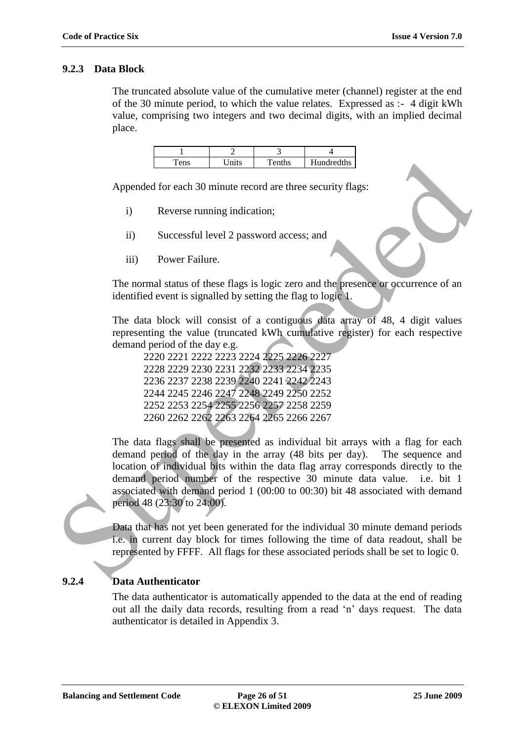### 9.2.3 Data Block

The truncated absolute value of the cumulative meter (channel) register at the end of the 30 minute period, to which the value relates. Expressed as :- 4 digit kWh value, comprising two integers and two decimal digits, with an implied decimal place.

| 1 | 2 | 3 | 4 |
|---|---|---|---|
| Tens | Units | Tenths | Hundredths |

Appended for each 30 minute record are three security flags:

i) Reverse running indication;

ii) Successful level 2 password access; and

iii) Power Failure.

The normal status of these flags is logic zero and the presence or occurrence of an identified event is signalled by setting the flag to logic 1.

The data block will consist of a contiguous data array of 48, 4 digit values representing the value (truncated kWh cumulative register) for each respective demand period of the day e.g.

2220 2221 2222 2223 2224 2225 2226 2227
2228 2229 2230 2231 2232 2233 2234 2235
2236 2237 2238 2239 2240 2241 2242 2243
2244 2245 2246 2247 2248 2249 2250 2252
2252 2253 2254 2255 2256 2257 2258 2259
2260 2262 2262 2263 2264 2265 2266 2267

The data flags shall be presented as individual bit arrays with a flag for each demand period of the day in the array (48 bits per day). The sequence and location of individual bits within the data flag array corresponds directly to the demand period number of the respective 30 minute data value. i.e. bit 1 associated with demand period 1 (00:00 to 00:30) bit 48 associated with demand period 48 (23:30 to 24:00).

Data that has not yet been generated for the individual 30 minute demand periods i.e. in current day block for times following the time of data readout, shall be represented by FFFF. All flags for these associated periods shall be set to logic 0.

### 9.2.4 Data Authenticator

The data authenticator is automatically appended to the data at the end of reading out all the daily data records, resulting from a read 'n' days request. The data authenticator is detailed in Appendix 3.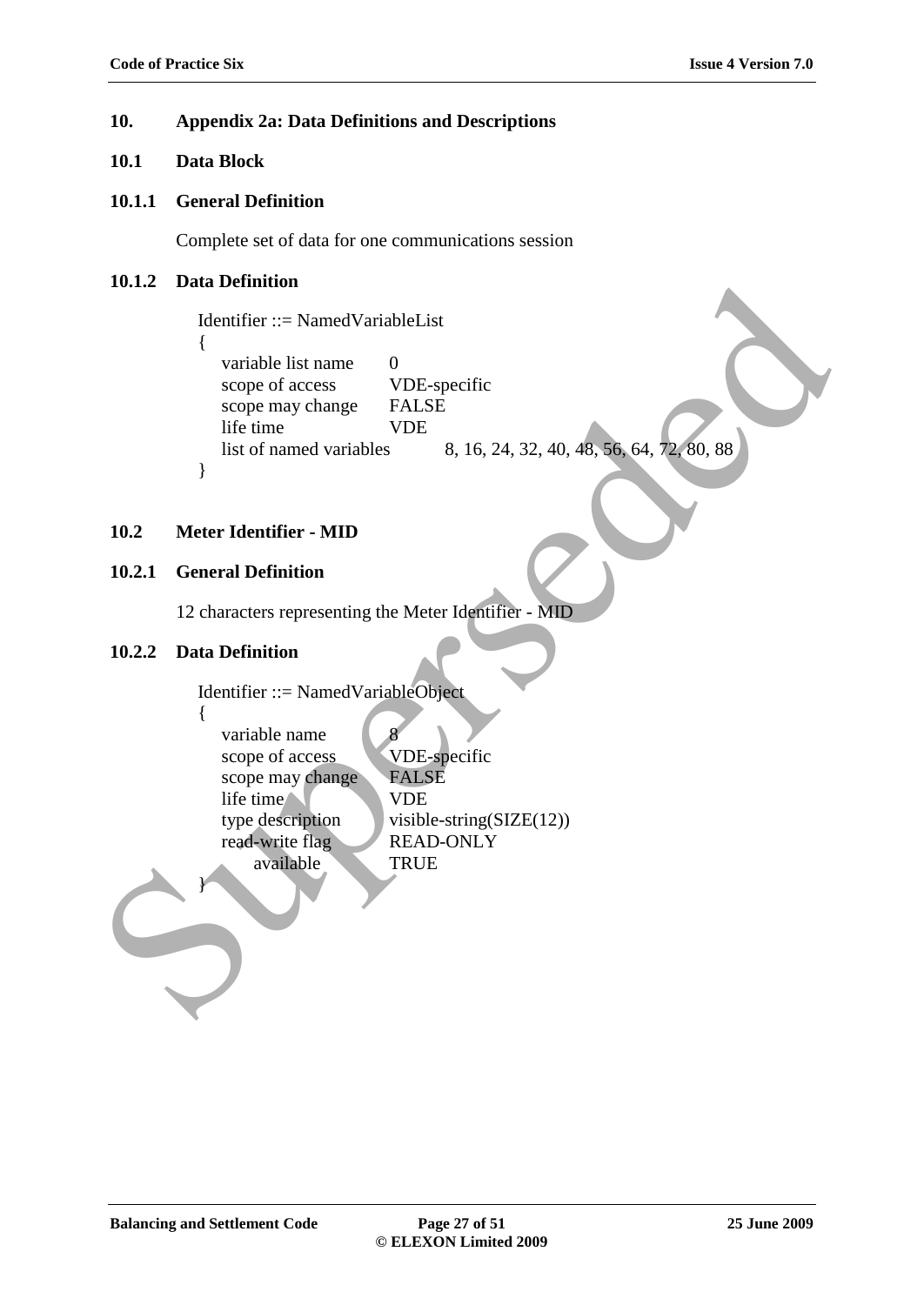# 10. Appendix 2a: Data Definitions and Descriptions

## 10.1 Data Block

### 10.1.1 General Definition

Complete set of data for one communications session

### 10.1.2 Data Definition

```
Identifier ::= NamedVariableList
{
    variable list name       0
    scope of access          VDE-specific
    scope may change         FALSE
    life time                VDE
    list of named variables       8, 16, 24, 32, 40, 48, 56, 64, 72, 80, 88
}
```

## 10.2 Meter Identifier - MID

### 10.2.1 General Definition

12 characters representing the Meter Identifier - MID

### 10.2.2 Data Definition

```
Identifier ::= NamedVariableObject
{
    variable name            8
    scope of access          VDE-specific
    scope may change         FALSE
    life time                VDE
    type description         visible-string(SIZE(12))
    read-write flag          READ-ONLY
        available            TRUE
}
```

Superseded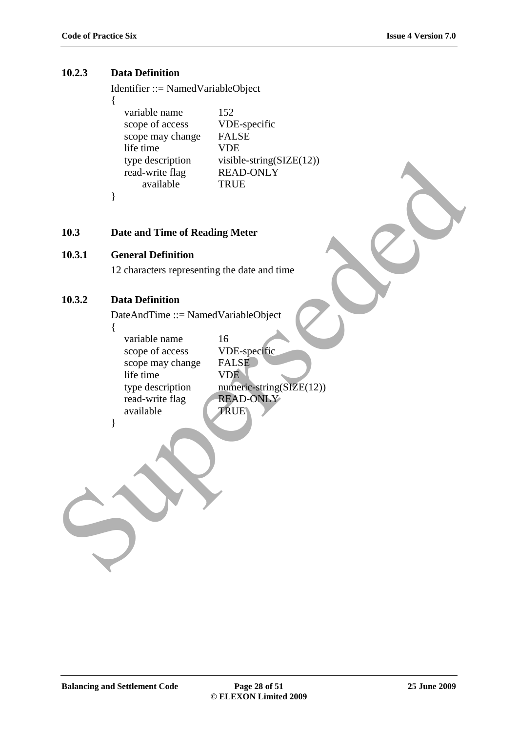#### 10.2.3 Data Definition

```
Identifier ::= NamedVariableObject
{
    variable name         152
    scope of access       VDE-specific
    scope may change      FALSE
    life time             VDE
    type description      visible-string(SIZE(12))
    read-write flag       READ-ONLY
        available         TRUE
}
```

### 10.3 Date and Time of Reading Meter

#### 10.3.1 General Definition

12 characters representing the date and time

#### 10.3.2 Data Definition

```
DateAndTime ::= NamedVariableObject
{
    variable name         16
    scope of access       VDE-specific
    scope may change      FALSE
    life time             VDE
    type description      numeric-string(SIZE(12))
    read-write flag       READ-ONLY
    available             TRUE
}
```

Superseded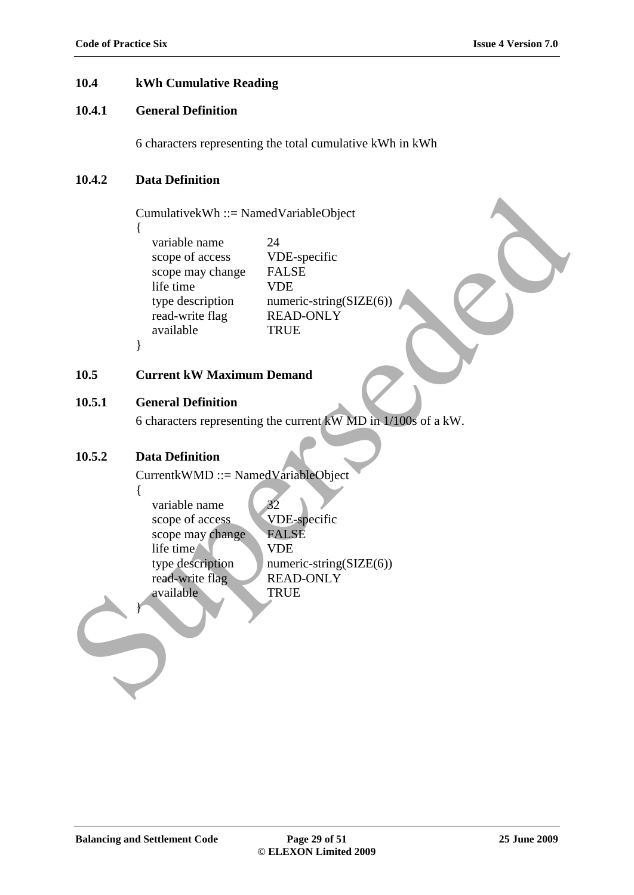## 10.4 kWh Cumulative Reading

### 10.4.1 General Definition

6 characters representing the total cumulative kWh in kWh

### 10.4.2 Data Definition

```
CumulativekWh ::= NamedVariableObject
{
    variable name        24
    scope of access      VDE-specific
    scope may change     FALSE
    life time            VDE
    type description     numeric-string(SIZE(6))
    read-write flag      READ-ONLY
    available            TRUE
}
```

## 10.5 Current kW Maximum Demand

### 10.5.1 General Definition

6 characters representing the current kW MD in 1/100s of a kW.

### 10.5.2 Data Definition

```
CurrentkWMD ::= NamedVariableObject
{
    variable name        32
    scope of access      VDE-specific
    scope may change     FALSE
    life time            VDE
    type description     numeric-string(SIZE(6))
    read-write flag      READ-ONLY
    available            TRUE
}
```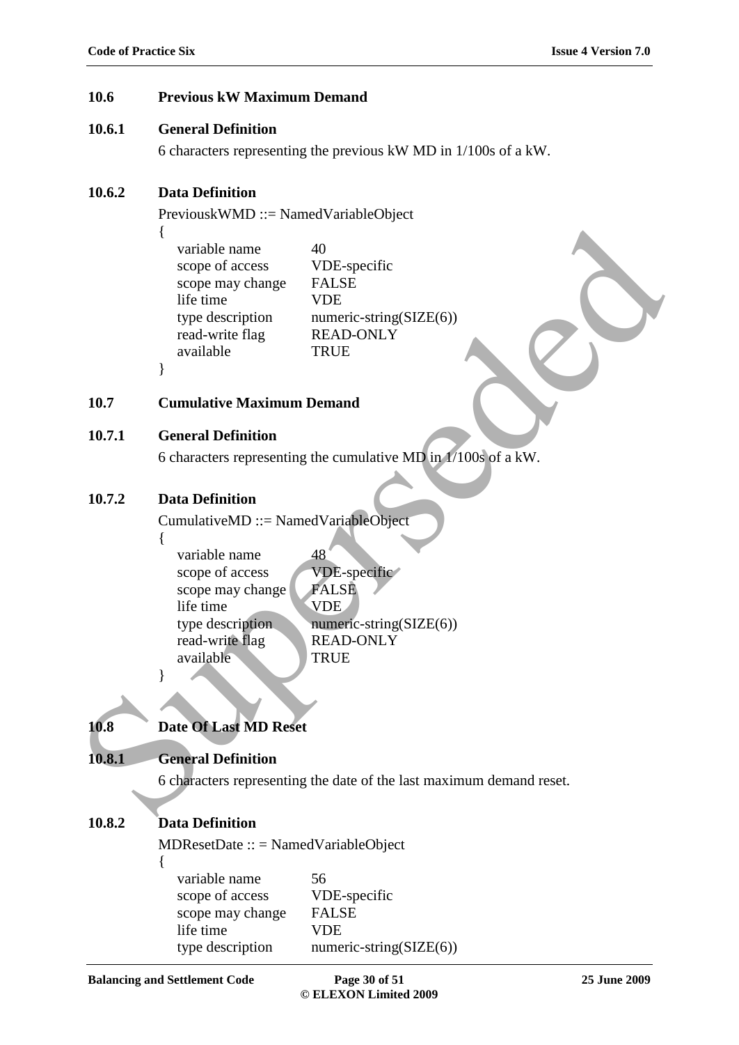## 10.6 Previous kW Maximum Demand

### 10.6.1 General Definition

6 characters representing the previous kW MD in 1/100s of a kW.

### 10.6.2 Data Definition

```
PreviouskWMD ::= NamedVariableObject
{
    variable name        40
    scope of access      VDE-specific
    scope may change     FALSE
    life time            VDE
    type description     numeric-string(SIZE(6))
    read-write flag      READ-ONLY
    available            TRUE
}
```

## 10.7 Cumulative Maximum Demand

### 10.7.1 General Definition

6 characters representing the cumulative MD in 1/100s of a kW.

### 10.7.2 Data Definition

```
CumulativeMD ::= NamedVariableObject
{
    variable name        48
    scope of access      VDE-specific
    scope may change     FALSE
    life time            VDE
    type description     numeric-string(SIZE(6))
    read-write flag      READ-ONLY
    available            TRUE
}
```

## 10.8 Date Of Last MD Reset

### 10.8.1 General Definition

6 characters representing the date of the last maximum demand reset.

### 10.8.2 Data Definition

```
MDResetDate :: = NamedVariableObject
{
    variable name        56
    scope of access      VDE-specific
    scope may change     FALSE
    life time            VDE
    type description     numeric-string(SIZE(6))
```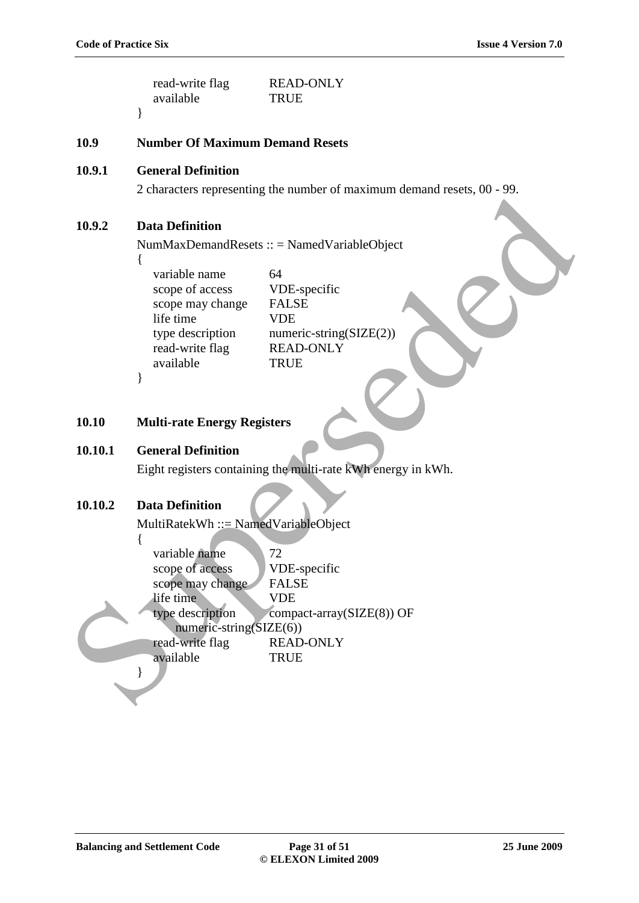```
    read-write flag        READ-ONLY
    available              TRUE
}
```

### 10.9 Number Of Maximum Demand Resets

#### 10.9.1 General Definition

2 characters representing the number of maximum demand resets, 00 - 99.

#### 10.9.2 Data Definition

```
NumMaxDemandResets :: = NamedVariableObject
{
    variable name          64
    scope of access        VDE-specific
    scope may change       FALSE
    life time              VDE
    type description       numeric-string(SIZE(2))
    read-write flag        READ-ONLY
    available              TRUE
}
```

### 10.10 Multi-rate Energy Registers

#### 10.10.1 General Definition

Eight registers containing the multi-rate kWh energy in kWh.

#### 10.10.2 Data Definition

```
MultiRatekWh ::= NamedVariableObject
{
    variable name          72
    scope of access        VDE-specific
    scope may change       FALSE
    life time              VDE
    type description       compact-array(SIZE(8)) OF
        numeric-string(SIZE(6))
    read-write flag        READ-ONLY
    available              TRUE
}
```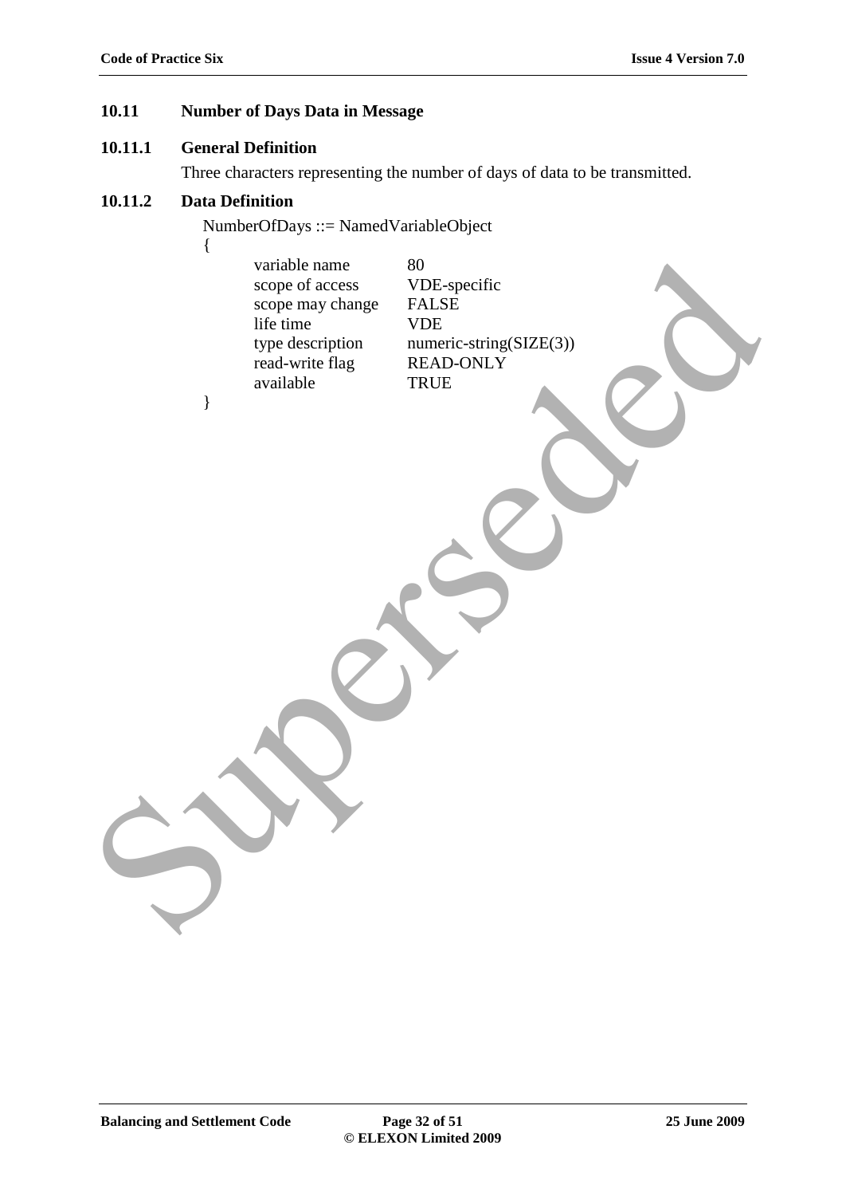### 10.11 Number of Days Data in Message

#### 10.11.1 General Definition

Three characters representing the number of days of data to be transmitted.

#### 10.11.2 Data Definition

```
NumberOfDays ::= NamedVariableObject
{
        variable name           80
        scope of access         VDE-specific
        scope may change        FALSE
        life time               VDE
        type description        numeric-string(SIZE(3))
        read-write flag         READ-ONLY
        available               TRUE
}
```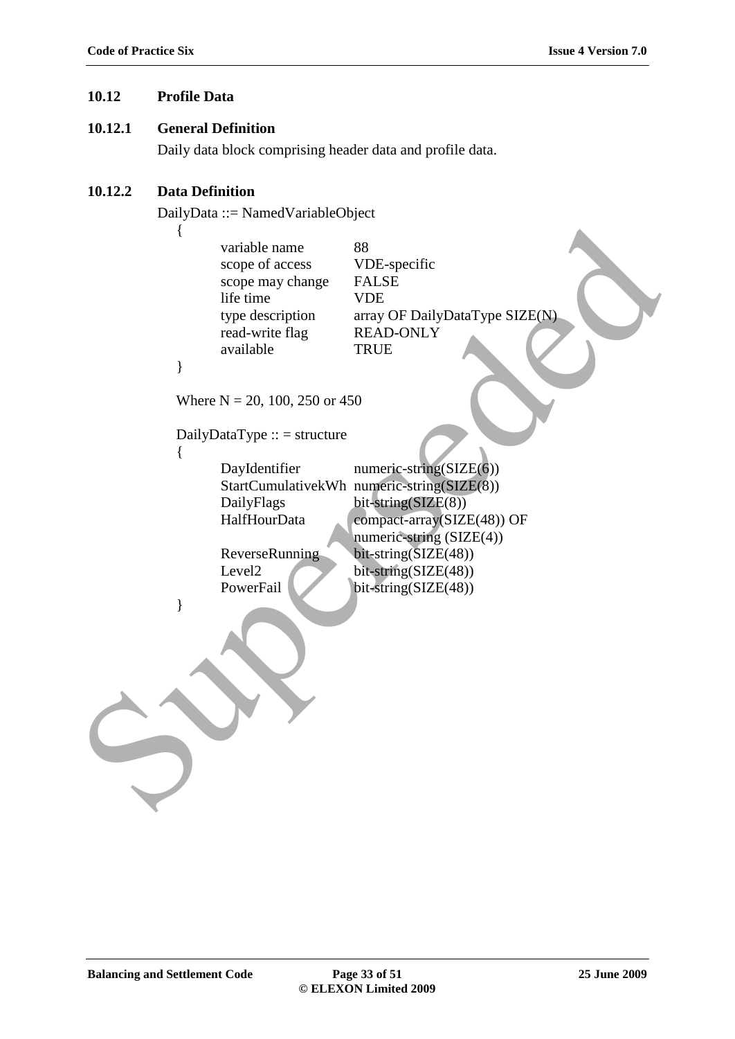## 10.12 Profile Data

### 10.12.1 General Definition

Daily data block comprising header data and profile data.

### 10.12.2 Data Definition

```
DailyData ::= NamedVariableObject
   {
         variable name          88
         scope of access        VDE-specific
         scope may change       FALSE
         life time              VDE
         type description       array OF DailyDataType SIZE(N)
         read-write flag        READ-ONLY
         available              TRUE
   }

   Where N = 20, 100, 250 or 450

   DailyDataType :: = structure
   {
         DayIdentifier          numeric-string(SIZE(6))
         StartCumulativekWh     numeric-string(SIZE(8))
         DailyFlags             bit-string(SIZE(8))
         HalfHourData           compact-array(SIZE(48)) OF
                                numeric-string (SIZE(4))
         ReverseRunning         bit-string(SIZE(48))
         Level2                 bit-string(SIZE(48))
         PowerFail              bit-string(SIZE(48))
   }
```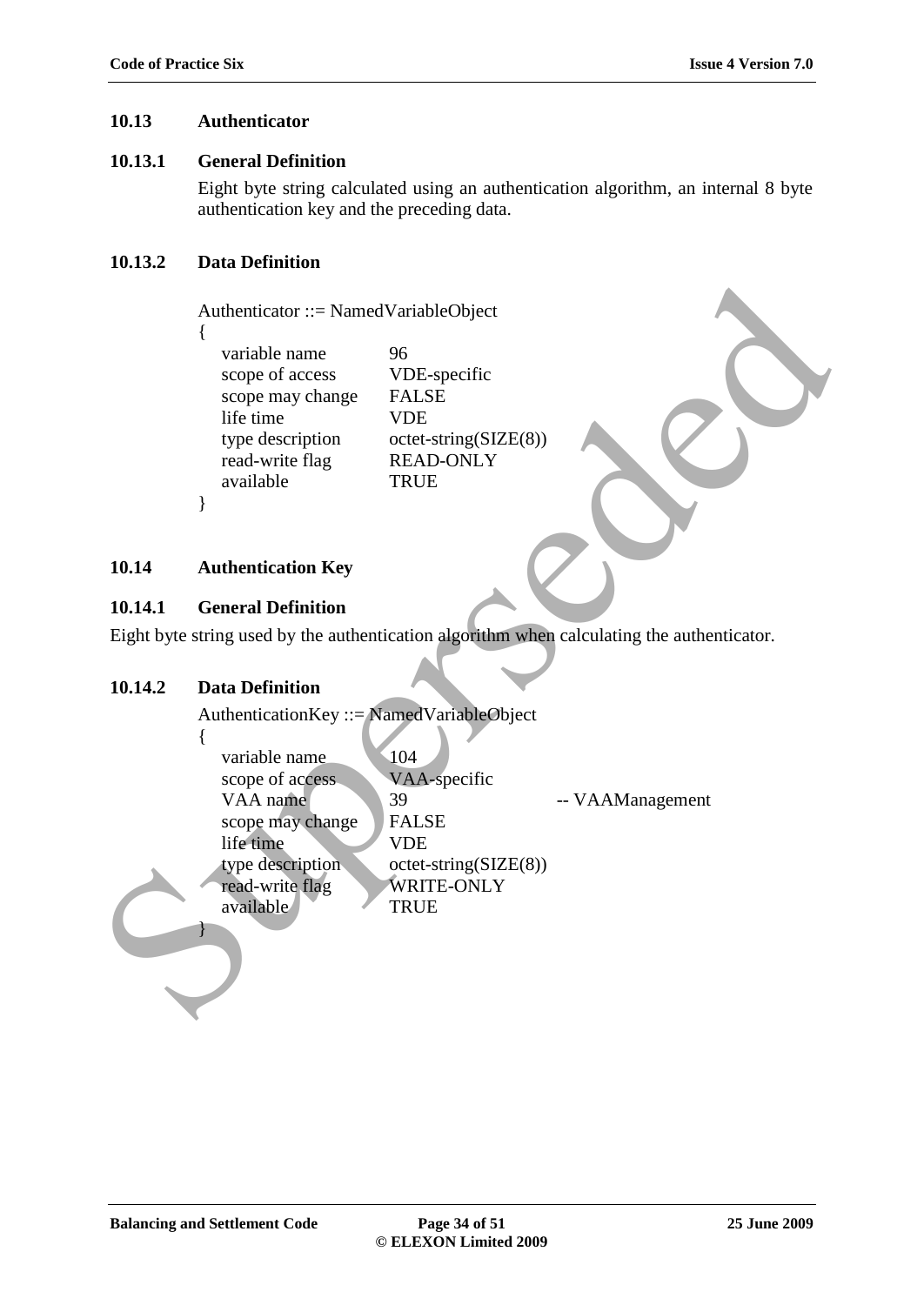### 10.13 Authenticator

#### 10.13.1 General Definition

Eight byte string calculated using an authentication algorithm, an internal 8 byte authentication key and the preceding data.

#### 10.13.2 Data Definition

```
Authenticator ::= NamedVariableObject
{
    variable name         96
    scope of access       VDE-specific
    scope may change      FALSE
    life time             VDE
    type description      octet-string(SIZE(8))
    read-write flag       READ-ONLY
    available             TRUE
}
```

### 10.14 Authentication Key

#### 10.14.1 General Definition

Eight byte string used by the authentication algorithm when calculating the authenticator.

#### 10.14.2 Data Definition

```
AuthenticationKey ::= NamedVariableObject
{
    variable name         104
    scope of access       VAA-specific
    VAA name              39                      -- VAAManagement
    scope may change      FALSE
    life time             VDE
    type description      octet-string(SIZE(8))
    read-write flag       WRITE-ONLY
    available             TRUE
}
```

Superseded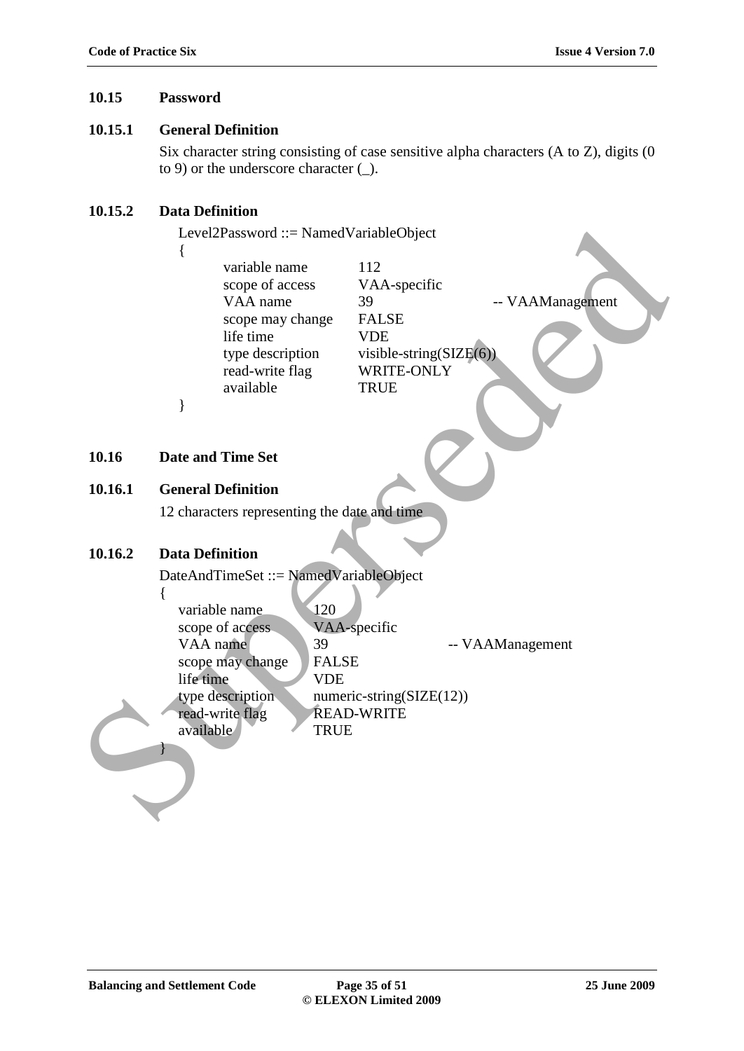### 10.15 Password

#### 10.15.1 General Definition

Six character string consisting of case sensitive alpha characters (A to Z), digits (0 to 9) or the underscore character (_).

#### 10.15.2 Data Definition

```
Level2Password ::= NamedVariableObject
{
        variable name       112
        scope of access     VAA-specific
        VAA name            39                  -- VAAManagement
        scope may change    FALSE
        life time           VDE
        type description    visible-string(SIZE(6))
        read-write flag     WRITE-ONLY
        available           TRUE
}
```

### 10.16 Date and Time Set

#### 10.16.1 General Definition

12 characters representing the date and time

#### 10.16.2 Data Definition

```
DateAndTimeSet ::= NamedVariableObject
{
    variable name       120
    scope of access     VAA-specific
    VAA name            39                  -- VAAManagement
    scope may change    FALSE
    life time           VDE
    type description    numeric-string(SIZE(12))
    read-write flag     READ-WRITE
    available           TRUE
}
```

Superseded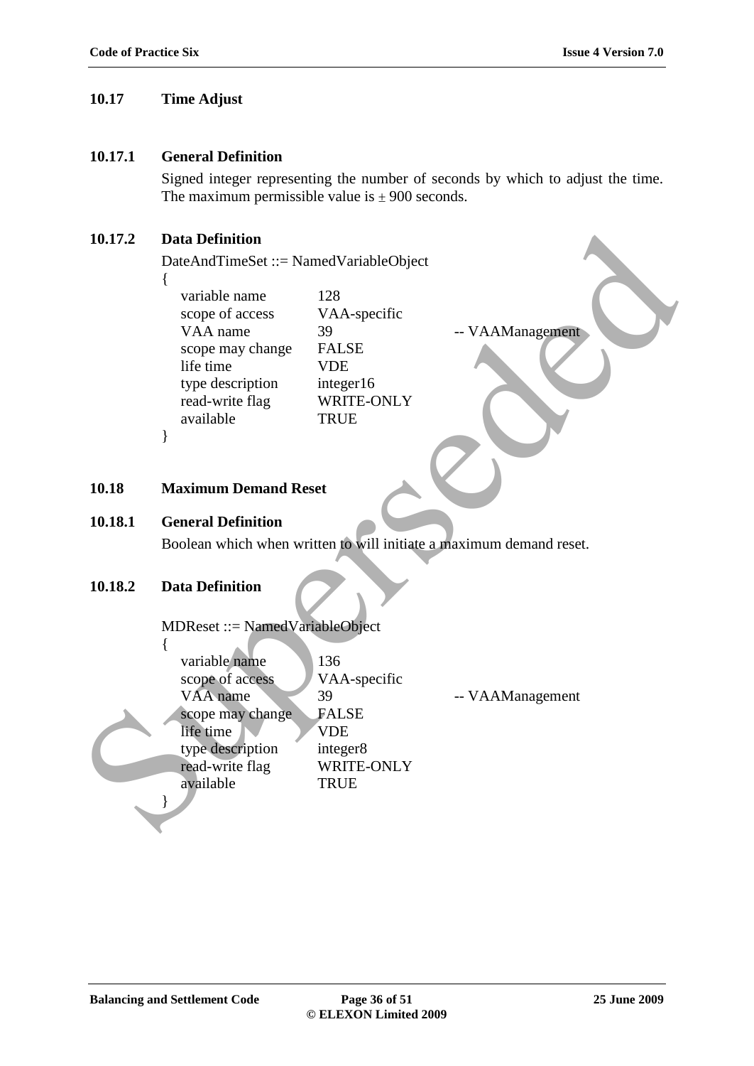### 10.17 Time Adjust

#### 10.17.1 General Definition

Signed integer representing the number of seconds by which to adjust the time. The maximum permissible value is ± 900 seconds.

#### 10.17.2 Data Definition

```
DateAndTimeSet ::= NamedVariableObject
{
    variable name       128
    scope of access     VAA-specific
    VAA name            39              -- VAAManagement
    scope may change    FALSE
    life time           VDE
    type description    integer16
    read-write flag     WRITE-ONLY
    available           TRUE
}
```

### 10.18 Maximum Demand Reset

#### 10.18.1 General Definition

Boolean which when written to will initiate a maximum demand reset.

#### 10.18.2 Data Definition

```
MDReset ::= NamedVariableObject
{
    variable name       136
    scope of access     VAA-specific
    VAA name            39              -- VAAManagement
    scope may change    FALSE
    life time           VDE
    type description    integer8
    read-write flag     WRITE-ONLY
    available           TRUE
}
```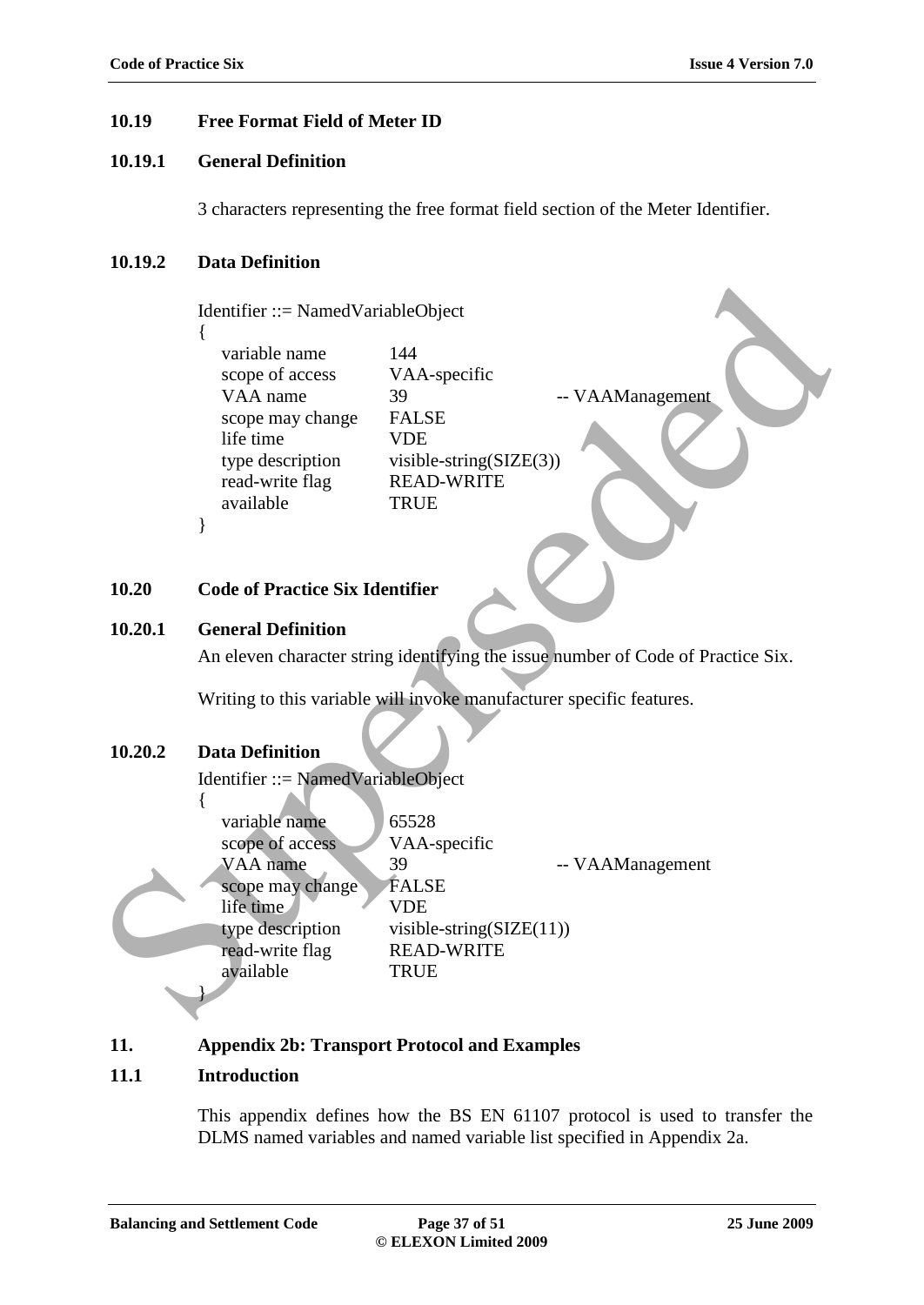### 10.19 Free Format Field of Meter ID

#### 10.19.1 General Definition

3 characters representing the free format field section of the Meter Identifier.

#### 10.19.2 Data Definition

```
Identifier ::= NamedVariableObject
{
    variable name        144
    scope of access      VAA-specific
    VAA name             39                        -- VAAManagement
    scope may change     FALSE
    life time            VDE
    type description     visible-string(SIZE(3))
    read-write flag      READ-WRITE
    available            TRUE
}
```

### 10.20 Code of Practice Six Identifier

#### 10.20.1 General Definition

An eleven character string identifying the issue number of Code of Practice Six.

Writing to this variable will invoke manufacturer specific features.

#### 10.20.2 Data Definition

```
Identifier ::= NamedVariableObject
{
    variable name        65528
    scope of access      VAA-specific
    VAA name             39                        -- VAAManagement
    scope may change     FALSE
    life time            VDE
    type description     visible-string(SIZE(11))
    read-write flag      READ-WRITE
    available            TRUE
}
```

## 11. Appendix 2b: Transport Protocol and Examples

### 11.1 Introduction

This appendix defines how the BS EN 61107 protocol is used to transfer the DLMS named variables and named variable list specified in Appendix 2a.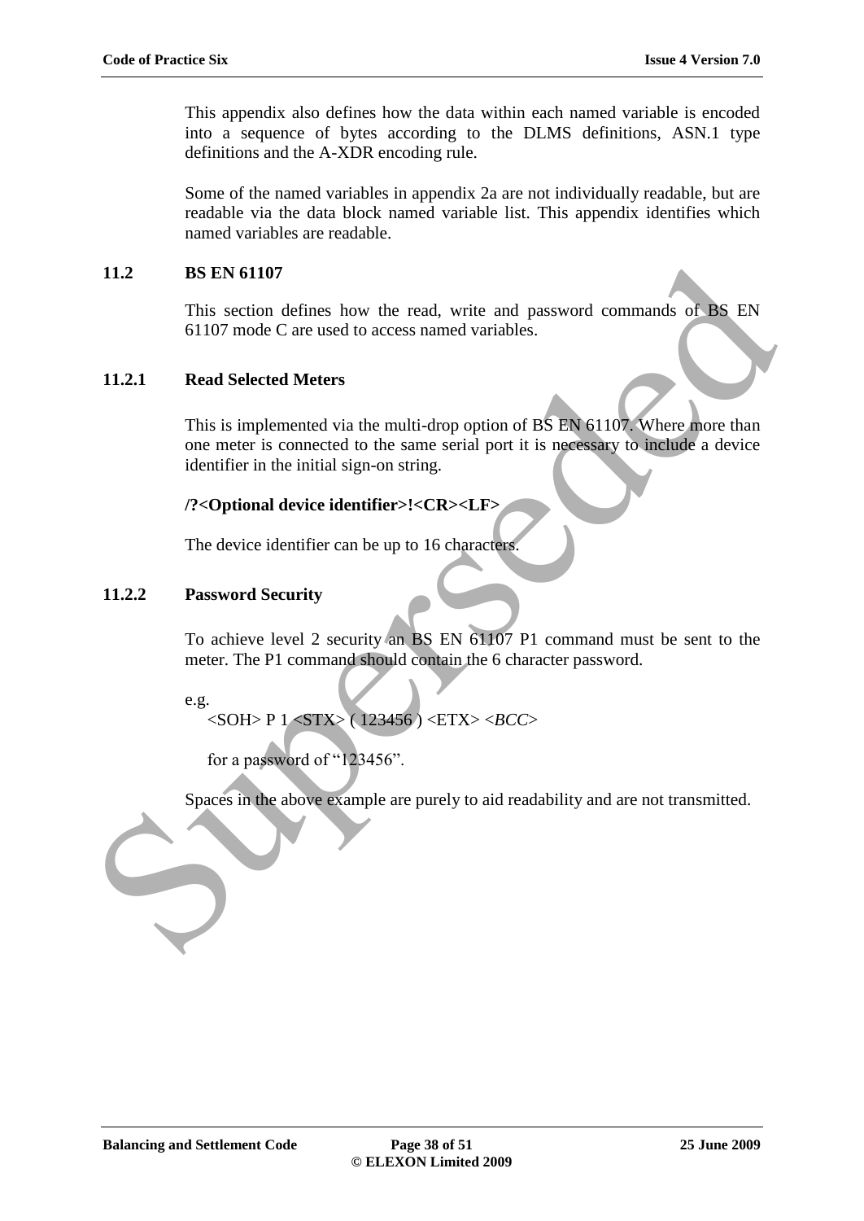This appendix also defines how the data within each named variable is encoded into a sequence of bytes according to the DLMS definitions, ASN.1 type definitions and the A-XDR encoding rule.

Some of the named variables in appendix 2a are not individually readable, but are readable via the data block named variable list. This appendix identifies which named variables are readable.

## 11.2 BS EN 61107

This section defines how the read, write and password commands of BS EN 61107 mode C are used to access named variables.

### 11.2.1 Read Selected Meters

This is implemented via the multi-drop option of BS EN 61107. Where more than one meter is connected to the same serial port it is necessary to include a device identifier in the initial sign-on string.

**/?<Optional device identifier>!<CR><LF>**

The device identifier can be up to 16 characters.

### 11.2.2 Password Security

To achieve level 2 security an BS EN 61107 P1 command must be sent to the meter. The P1 command should contain the 6 character password.

e.g.

<SOH> P 1 <STX> ( 123456 ) <ETX> <*BCC*>

for a password of "123456".

Spaces in the above example are purely to aid readability and are not transmitted.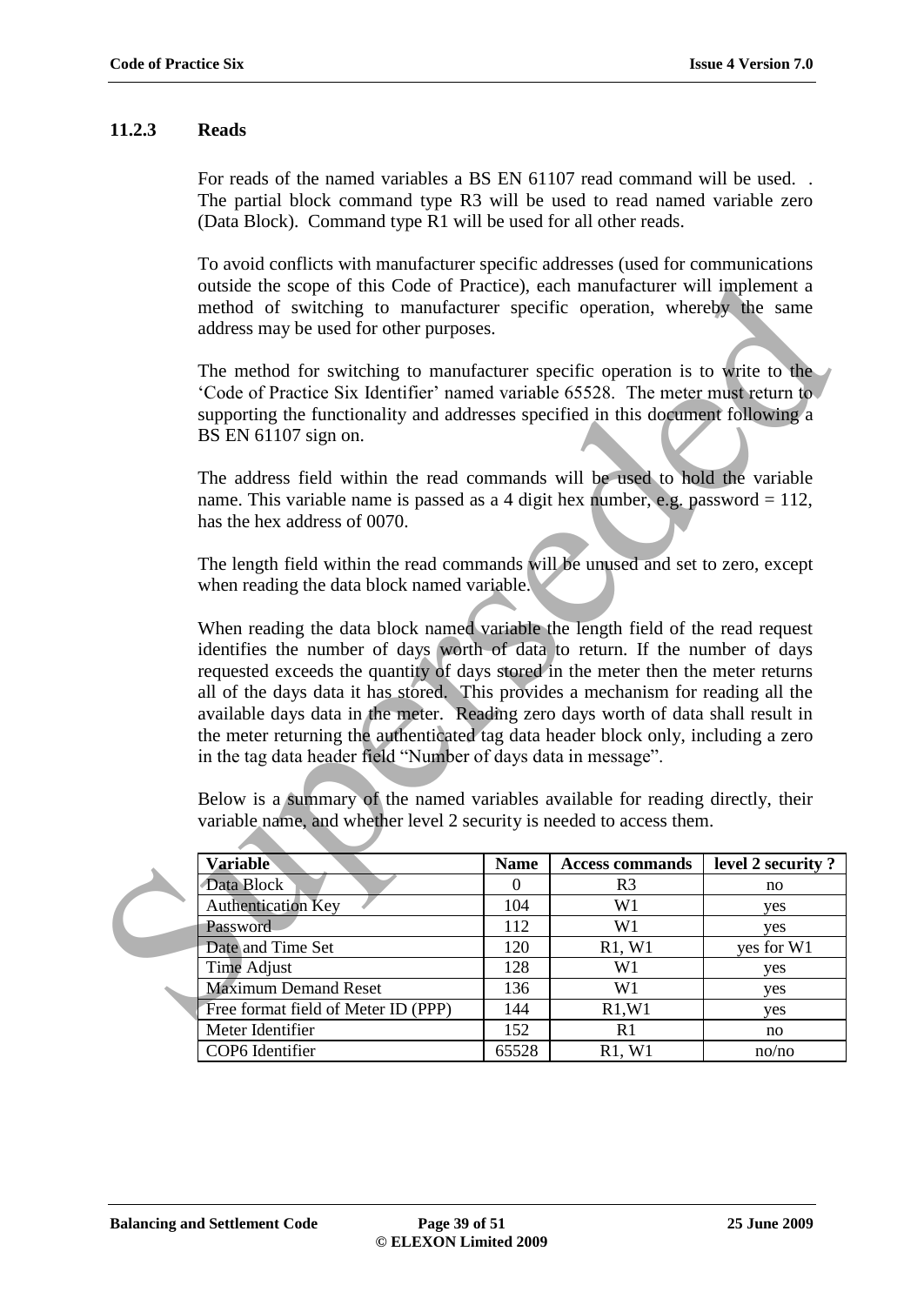### 11.2.3 Reads

For reads of the named variables a BS EN 61107 read command will be used. . The partial block command type R3 will be used to read named variable zero (Data Block). Command type R1 will be used for all other reads.

To avoid conflicts with manufacturer specific addresses (used for communications outside the scope of this Code of Practice), each manufacturer will implement a method of switching to manufacturer specific operation, whereby the same address may be used for other purposes.

The method for switching to manufacturer specific operation is to write to the 'Code of Practice Six Identifier' named variable 65528. The meter must return to supporting the functionality and addresses specified in this document following a BS EN 61107 sign on.

The address field within the read commands will be used to hold the variable name. This variable name is passed as a 4 digit hex number, e.g. password = 112, has the hex address of 0070.

The length field within the read commands will be unused and set to zero, except when reading the data block named variable.

When reading the data block named variable the length field of the read request identifies the number of days worth of data to return. If the number of days requested exceeds the quantity of days stored in the meter then the meter returns all of the days data it has stored. This provides a mechanism for reading all the available days data in the meter. Reading zero days worth of data shall result in the meter returning the authenticated tag data header block only, including a zero in the tag data header field "Number of days data in message".

Below is a summary of the named variables available for reading directly, their variable name, and whether level 2 security is needed to access them.

| Variable | Name | Access commands | level 2 security ? |
|---|---|---|---|
| Data Block | 0 | R3 | no |
| Authentication Key | 104 | W1 | yes |
| Password | 112 | W1 | yes |
| Date and Time Set | 120 | R1, W1 | yes for W1 |
| Time Adjust | 128 | W1 | yes |
| Maximum Demand Reset | 136 | W1 | yes |
| Free format field of Meter ID (PPP) | 144 | R1,W1 | yes |
| Meter Identifier | 152 | R1 | no |
| COP6 Identifier | 65528 | R1, W1 | no/no |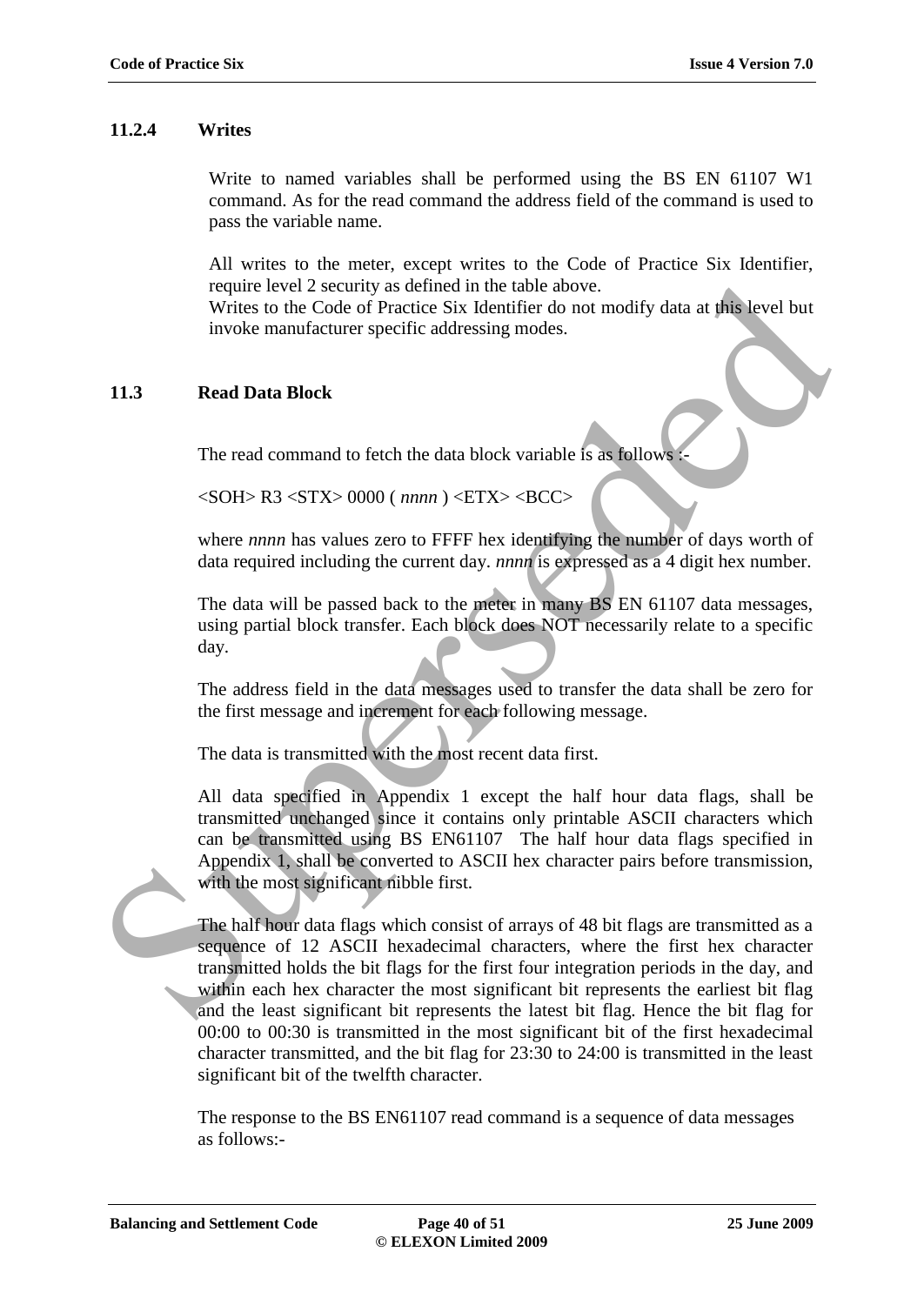### 11.2.4 Writes

Write to named variables shall be performed using the BS EN 61107 W1 command. As for the read command the address field of the command is used to pass the variable name.

All writes to the meter, except writes to the Code of Practice Six Identifier, require level 2 security as defined in the table above.
Writes to the Code of Practice Six Identifier do not modify data at this level but invoke manufacturer specific addressing modes.

## 11.3 Read Data Block

The read command to fetch the data block variable is as follows :-

<SOH> R3 <STX> 0000 ( *nnnn* ) <ETX> <BCC>

where *nnnn* has values zero to FFFF hex identifying the number of days worth of data required including the current day. *nnnn* is expressed as a 4 digit hex number.

The data will be passed back to the meter in many BS EN 61107 data messages, using partial block transfer. Each block does NOT necessarily relate to a specific day.

The address field in the data messages used to transfer the data shall be zero for the first message and increment for each following message.

The data is transmitted with the most recent data first.

All data specified in Appendix 1 except the half hour data flags, shall be transmitted unchanged since it contains only printable ASCII characters which can be transmitted using BS EN61107 The half hour data flags specified in Appendix 1, shall be converted to ASCII hex character pairs before transmission, with the most significant nibble first.

The half hour data flags which consist of arrays of 48 bit flags are transmitted as a sequence of 12 ASCII hexadecimal characters, where the first hex character transmitted holds the bit flags for the first four integration periods in the day, and within each hex character the most significant bit represents the earliest bit flag and the least significant bit represents the latest bit flag. Hence the bit flag for 00:00 to 00:30 is transmitted in the most significant bit of the first hexadecimal character transmitted, and the bit flag for 23:30 to 24:00 is transmitted in the least significant bit of the twelfth character.

The response to the BS EN61107 read command is a sequence of data messages as follows:-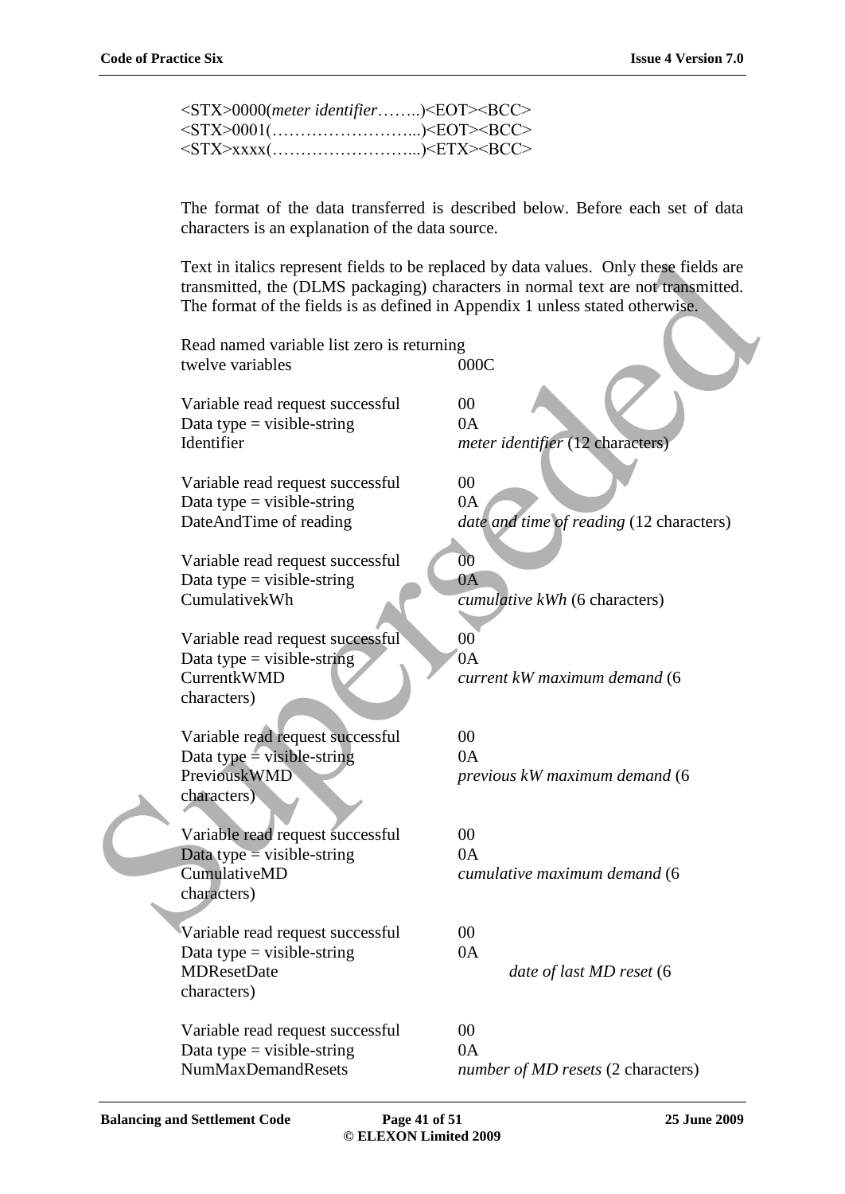<STX>0000(*meter identifier*……..)<EOT><BCC>
<STX>0001(……………………...)<EOT><BCC>
<STX>xxxx(……………………...)<ETX><BCC>

The format of the data transferred is described below. Before each set of data characters is an explanation of the data source.

Text in italics represent fields to be replaced by data values. Only these fields are transmitted, the (DLMS packaging) characters in normal text are not transmitted. The format of the fields is as defined in Appendix 1 unless stated otherwise.

| | |
|---|---|
| Read named variable list zero is returning twelve variables | 000C |
| | |
| Variable read request successful | 00 |
| Data type = visible-string | 0A |
| Identifier | *meter identifier* (12 characters) |
| | |
| Variable read request successful | 00 |
| Data type = visible-string | 0A |
| DateAndTime of reading | *date and time of reading* (12 characters) |
| | |
| Variable read request successful | 00 |
| Data type = visible-string | 0A |
| CumulativekWh | *cumulative kWh* (6 characters) |
| | |
| Variable read request successful | 00 |
| Data type = visible-string | 0A |
| CurrentkWMD | *current kW maximum demand* (6 characters) |
| | |
| Variable read request successful | 00 |
| Data type = visible-string | 0A |
| PreviouskWMD | *previous kW maximum demand* (6 characters) |
| | |
| Variable read request successful | 00 |
| Data type = visible-string | 0A |
| CumulativeMD | *cumulative maximum demand* (6 characters) |
| | |
| Variable read request successful | 00 |
| Data type = visible-string | 0A |
| MDResetDate | *date of last MD reset* (6 characters) |
| | |
| Variable read request successful | 00 |
| Data type = visible-string | 0A |
| NumMaxDemandResets | *number of MD resets* (2 characters) |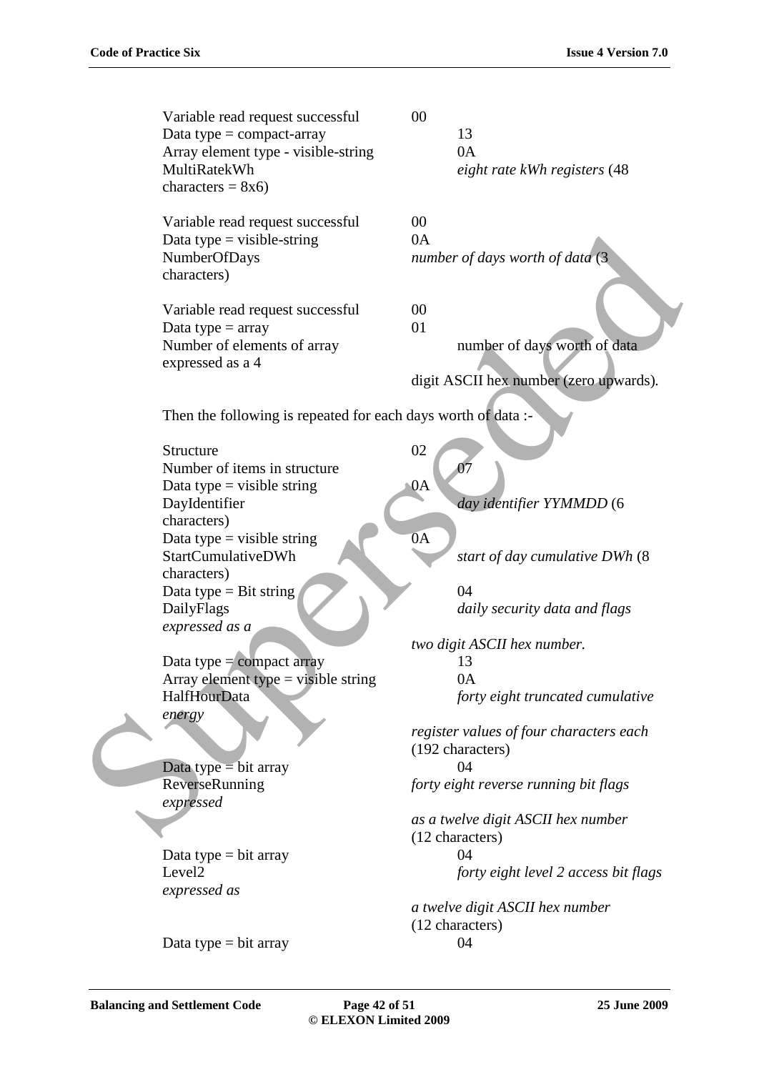| | |
|---|---|
| Variable read request successful | 00 |
| Data type = compact-array | 13 |
| Array element type - visible-string | 0A |
| MultiRatekWh | *eight rate kWh registers* (48 characters = 8x6) |
| | |
| Variable read request successful | 00 |
| Data type = visible-string | 0A |
| NumberOfDays | *number of days worth of data* (3 characters) |
| | |
| Variable read request successful | 00 |
| Data type = array | 01 |
| Number of elements of array | number of days worth of data expressed as a 4 digit ASCII hex number (zero upwards). |

Then the following is repeated for each days worth of data :-

| | |
|---|---|
| Structure | 02 |
| Number of items in structure | 07 |
| Data type = visible string | 0A |
| DayIdentifier | *day identifier YYMMDD* (6 characters) |
| Data type = visible string | 0A |
| StartCumulativeDWh | *start of day cumulative DWh* (8 characters) |
| Data type = Bit string | 04 |
| DailyFlags | *daily security data and flags expressed as a two digit ASCII hex number.* |
| Data type = compact array | 13 |
| Array element type = visible string | 0A |
| HalfHourData | *forty eight truncated cumulative energy register values of four characters each* (192 characters) |
| Data type = bit array | 04 |
| ReverseRunning | *forty eight reverse running bit flags expressed as a twelve digit ASCII hex number* (12 characters) |
| Data type = bit array | 04 |
| Level2 | *forty eight level 2 access bit flags expressed as a twelve digit ASCII hex number* (12 characters) |
| Data type = bit array | 04 |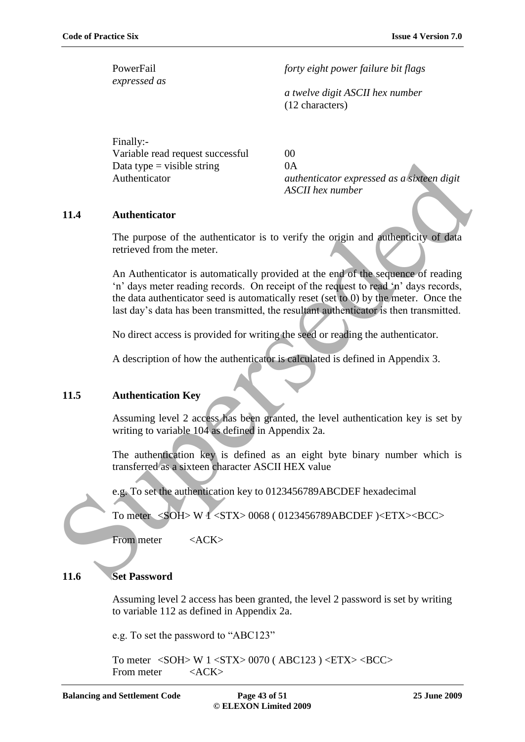| | |
|---|---|
| PowerFail<br>*expressed as* | *forty eight power failure bit flags*<br><br>*a twelve digit ASCII hex number*<br>(12 characters) |

Finally:-

| | |
|---|---|
| Variable read request successful | 00 |
| Data type = visible string | 0A |
| Authenticator | *authenticator expressed as a sixteen digit ASCII hex number* |

## 11.4 Authenticator

The purpose of the authenticator is to verify the origin and authenticity of data retrieved from the meter.

An Authenticator is automatically provided at the end of the sequence of reading 'n' days meter reading records. On receipt of the request to read 'n' days records, the data authenticator seed is automatically reset (set to 0) by the meter. Once the last day's data has been transmitted, the resultant authenticator is then transmitted.

No direct access is provided for writing the seed or reading the authenticator.

A description of how the authenticator is calculated is defined in Appendix 3.

## 11.5 Authentication Key

Assuming level 2 access has been granted, the level authentication key is set by writing to variable 104 as defined in Appendix 2a.

The authentication key is defined as an eight byte binary number which is transferred as a sixteen character ASCII HEX value

e.g. To set the authentication key to 0123456789ABCDEF hexadecimal

To meter <SOH> W 1 <STX> 0068 ( 0123456789ABCDEF )<ETX><BCC>

From meter <ACK>

## 11.6 Set Password

Assuming level 2 access has been granted, the level 2 password is set by writing to variable 112 as defined in Appendix 2a.

e.g. To set the password to "ABC123"

To meter <SOH> W 1 <STX> 0070 ( ABC123 ) <ETX> <BCC>
From meter <ACK>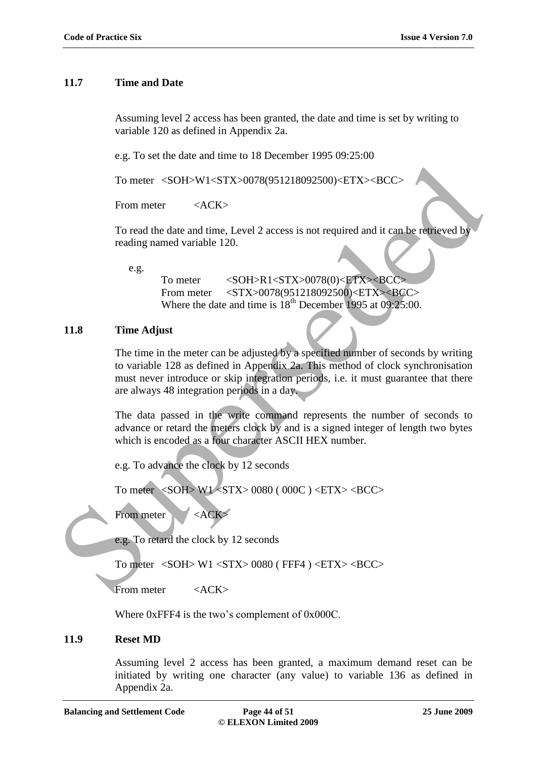## 11.7 Time and Date

Assuming level 2 access has been granted, the date and time is set by writing to variable 120 as defined in Appendix 2a.

e.g. To set the date and time to 18 December 1995 09:25:00

To meter <SOH>W1<STX>0078(951218092500)<ETX><BCC>

From meter <ACK>

To read the date and time, Level 2 access is not required and it can be retrieved by reading named variable 120.

e.g.

To meter <SOH>R1<STX>0078(0)<ETX><BCC>
From meter <STX>0078(951218092500)<ETX><BCC>
Where the date and time is 18th December 1995 at 09:25:00.

## 11.8 Time Adjust

The time in the meter can be adjusted by a specified number of seconds by writing to variable 128 as defined in Appendix 2a. This method of clock synchronisation must never introduce or skip integration periods, i.e. it must guarantee that there are always 48 integration periods in a day.

The data passed in the write command represents the number of seconds to advance or retard the meters clock by and is a signed integer of length two bytes which is encoded as a four character ASCII HEX number.

e.g. To advance the clock by 12 seconds

To meter <SOH> W1 <STX> 0080 ( 000C ) <ETX> <BCC>

From meter <ACK>

e.g. To retard the clock by 12 seconds

To meter <SOH> W1 <STX> 0080 ( FFF4 ) <ETX> <BCC>

From meter <ACK>

Where 0xFFF4 is the two's complement of 0x000C.

## 11.9 Reset MD

Assuming level 2 access has been granted, a maximum demand reset can be initiated by writing one character (any value) to variable 136 as defined in Appendix 2a.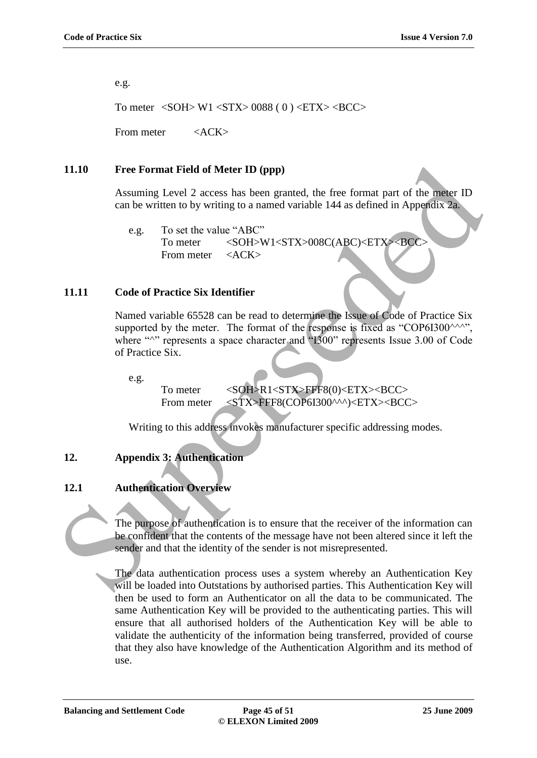e.g.

To meter <SOH> W1 <STX> 0088 ( 0 ) <ETX> <BCC>

From meter <ACK>

### 11.10 Free Format Field of Meter ID (ppp)

Assuming Level 2 access has been granted, the free format part of the meter ID can be written to by writing to a named variable 144 as defined in Appendix 2a.

e.g. To set the value "ABC"
To meter <SOH>W1<STX>008C(ABC)<ETX><BCC>
From meter <ACK>

### 11.11 Code of Practice Six Identifier

Named variable 65528 can be read to determine the Issue of Code of Practice Six supported by the meter. The format of the response is fixed as "COP6I300^^^", where "^" represents a space character and "I300" represents Issue 3.00 of Code of Practice Six.

e.g.
To meter <SOH>R1<STX>FFF8(0)<ETX><BCC>
From meter <STX>FFF8(COP6I300^^^)<ETX><BCC>

Writing to this address invokes manufacturer specific addressing modes.

## 12. Appendix 3: Authentication

### 12.1 Authentication Overview

The purpose of authentication is to ensure that the receiver of the information can be confident that the contents of the message have not been altered since it left the sender and that the identity of the sender is not misrepresented.

The data authentication process uses a system whereby an Authentication Key will be loaded into Outstations by authorised parties. This Authentication Key will then be used to form an Authenticator on all the data to be communicated. The same Authentication Key will be provided to the authenticating parties. This will ensure that all authorised holders of the Authentication Key will be able to validate the authenticity of the information being transferred, provided of course that they also have knowledge of the Authentication Algorithm and its method of use.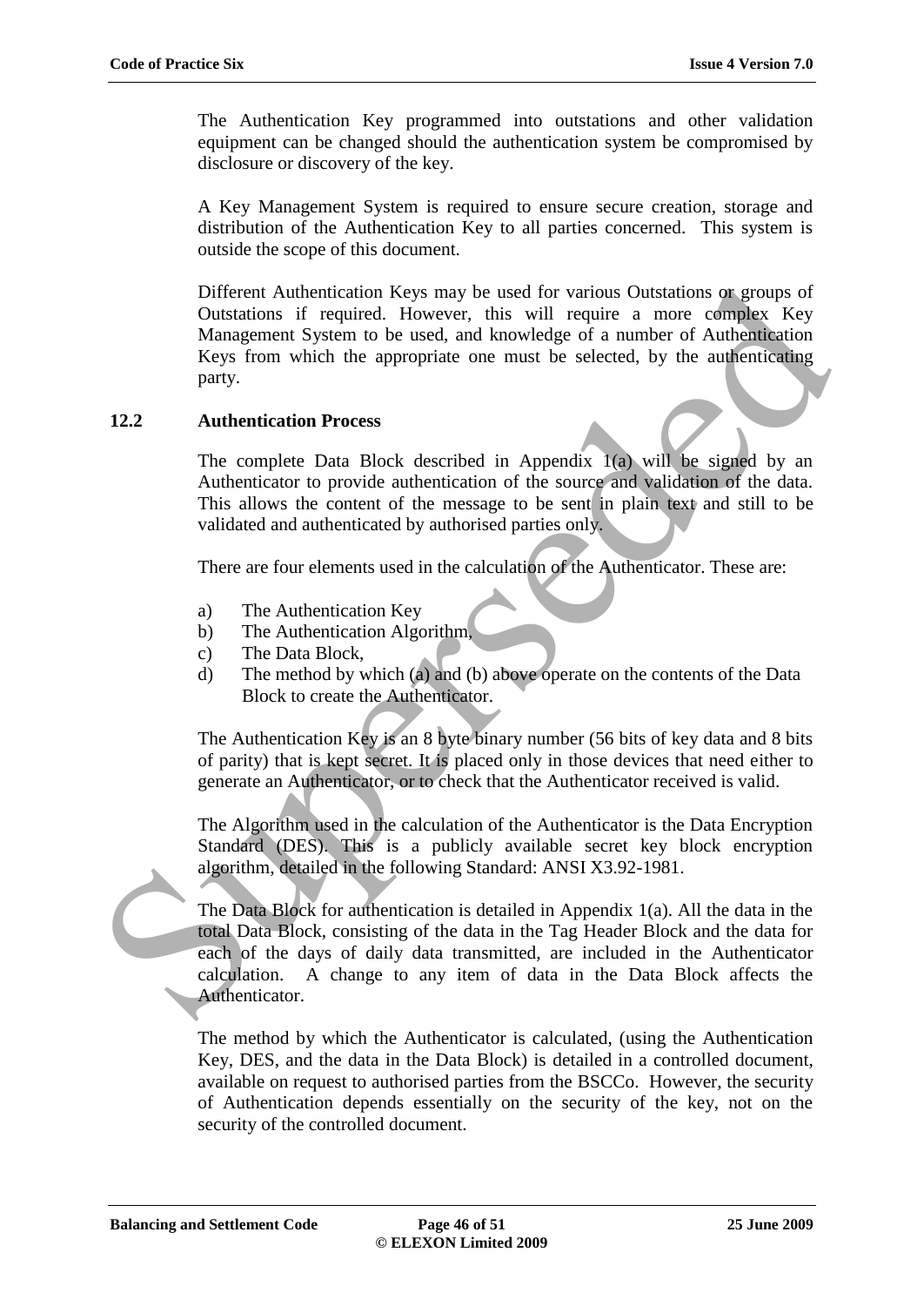The Authentication Key programmed into outstations and other validation equipment can be changed should the authentication system be compromised by disclosure or discovery of the key.

A Key Management System is required to ensure secure creation, storage and distribution of the Authentication Key to all parties concerned. This system is outside the scope of this document.

Different Authentication Keys may be used for various Outstations or groups of Outstations if required. However, this will require a more complex Key Management System to be used, and knowledge of a number of Authentication Keys from which the appropriate one must be selected, by the authenticating party.

## 12.2 Authentication Process

The complete Data Block described in Appendix 1(a) will be signed by an Authenticator to provide authentication of the source and validation of the data. This allows the content of the message to be sent in plain text and still to be validated and authenticated by authorised parties only.

There are four elements used in the calculation of the Authenticator. These are:

a) The Authentication Key
b) The Authentication Algorithm,
c) The Data Block,
d) The method by which (a) and (b) above operate on the contents of the Data Block to create the Authenticator.

The Authentication Key is an 8 byte binary number (56 bits of key data and 8 bits of parity) that is kept secret. It is placed only in those devices that need either to generate an Authenticator, or to check that the Authenticator received is valid.

The Algorithm used in the calculation of the Authenticator is the Data Encryption Standard (DES). This is a publicly available secret key block encryption algorithm, detailed in the following Standard: ANSI X3.92-1981.

The Data Block for authentication is detailed in Appendix 1(a). All the data in the total Data Block, consisting of the data in the Tag Header Block and the data for each of the days of daily data transmitted, are included in the Authenticator calculation. A change to any item of data in the Data Block affects the Authenticator.

The method by which the Authenticator is calculated, (using the Authentication Key, DES, and the data in the Data Block) is detailed in a controlled document, available on request to authorised parties from the BSCCo. However, the security of Authentication depends essentially on the security of the key, not on the security of the controlled document.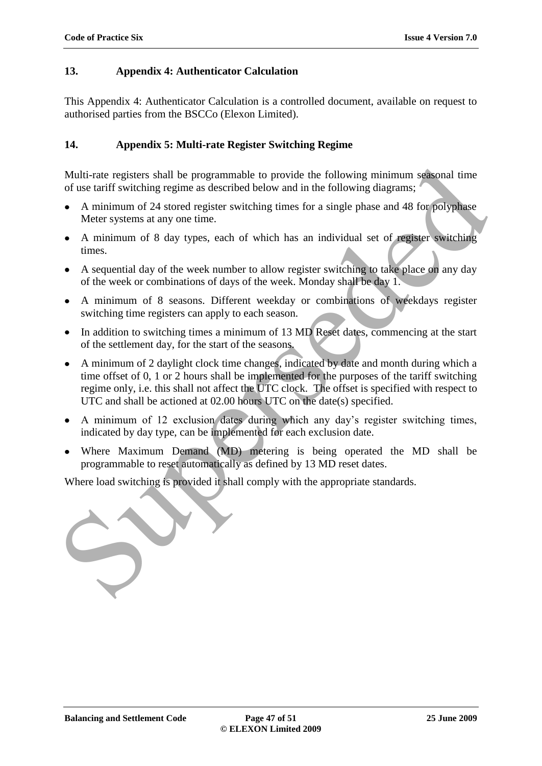## 13. Appendix 4: Authenticator Calculation

This Appendix 4: Authenticator Calculation is a controlled document, available on request to authorised parties from the BSCCo (Elexon Limited).

## 14. Appendix 5: Multi-rate Register Switching Regime

Multi-rate registers shall be programmable to provide the following minimum seasonal time of use tariff switching regime as described below and in the following diagrams;

- A minimum of 24 stored register switching times for a single phase and 48 for polyphase Meter systems at any one time.
- A minimum of 8 day types, each of which has an individual set of register switching times.
- A sequential day of the week number to allow register switching to take place on any day of the week or combinations of days of the week. Monday shall be day 1.
- A minimum of 8 seasons. Different weekday or combinations of weekdays register switching time registers can apply to each season.
- In addition to switching times a minimum of 13 MD Reset dates, commencing at the start of the settlement day, for the start of the seasons.
- A minimum of 2 daylight clock time changes, indicated by date and month during which a time offset of 0, 1 or 2 hours shall be implemented for the purposes of the tariff switching regime only, i.e. this shall not affect the UTC clock. The offset is specified with respect to UTC and shall be actioned at 02.00 hours UTC on the date(s) specified.
- A minimum of 12 exclusion dates during which any day's register switching times, indicated by day type, can be implemented for each exclusion date.
- Where Maximum Demand (MD) metering is being operated the MD shall be programmable to reset automatically as defined by 13 MD reset dates.

Where load switching is provided it shall comply with the appropriate standards.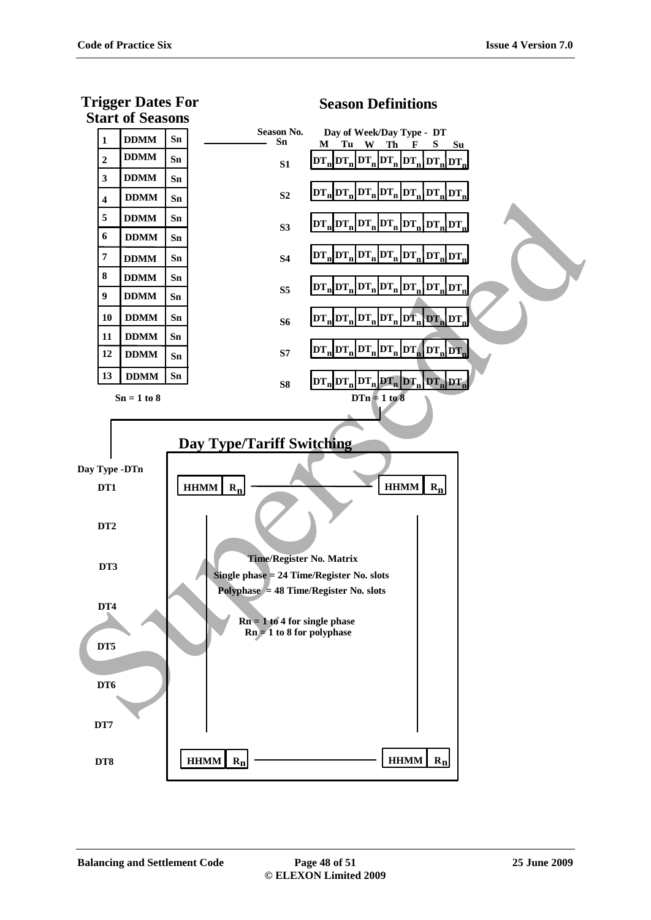## Trigger Dates For Start of Seasons

| | | |
|---|---|---|
| 1 | DDMM | Sn |
| 2 | DDMM | Sn |
| 3 | DDMM | Sn |
| 4 | DDMM | Sn |
| 5 | DDMM | Sn |
| 6 | DDMM | Sn |
| 7 | DDMM | Sn |
| 8 | DDMM | Sn |
| 9 | DDMM | Sn |
| 10 | DDMM | Sn |
| 11 | DDMM | Sn |
| 12 | DDMM | Sn |
| 13 | DDMM | Sn |

Sn = 1 to 8

## Season Definitions

| Season No. Sn | M | Tu | W | Th | F | S | Su |
|---|---|---|---|---|---|---|---|
| S1 | $DT_n$ | $DT_n$ | $DT_n$ | $DT_n$ | $DT_n$ | $DT_n$ | $DT_n$ |
| S2 | $DT_n$ | $DT_n$ | $DT_n$ | $DT_n$ | $DT_n$ | $DT_n$ | $DT_n$ |
| S3 | $DT_n$ | $DT_n$ | $DT_n$ | $DT_n$ | $DT_n$ | $DT_n$ | $DT_n$ |
| S4 | $DT_n$ | $DT_n$ | $DT_n$ | $DT_n$ | $DT_n$ | $DT_n$ | $DT_n$ |
| S5 | $DT_n$ | $DT_n$ | $DT_n$ | $DT_n$ | $DT_n$ | $DT_n$ | $DT_n$ |
| S6 | $DT_n$ | $DT_n$ | $DT_n$ | $DT_n$ | $DT_n$ | $DT_n$ | $DT_n$ |
| S7 | $DT_n$ | $DT_n$ | $DT_n$ | $DT_n$ | $DT_n$ | $DT_n$ | $DT_n$ |
| S8 | $DT_n$ | $DT_n$ | $DT_n$ | $DT_n$ | $DT_n$ | $DT_n$ | $DT_n$ |

Day of Week/Day Type - DT

DTn = 1 to 8

## Day Type/Tariff Switching

Day Type -DTn

DT1: HHMM $R_n$ ———— HHMM $R_n$

DT2

DT3

DT4

DT5

DT6

DT7

DT8: HHMM $R_n$ ———— HHMM $R_n$

**Time/Register No. Matrix**

**Single phase = 24 Time/Register No. slots**

**Polyphase = 48 Time/Register No. slots**

**Rn = 1 to 4 for single phase**

**Rn = 1 to 8 for polyphase**

Superseded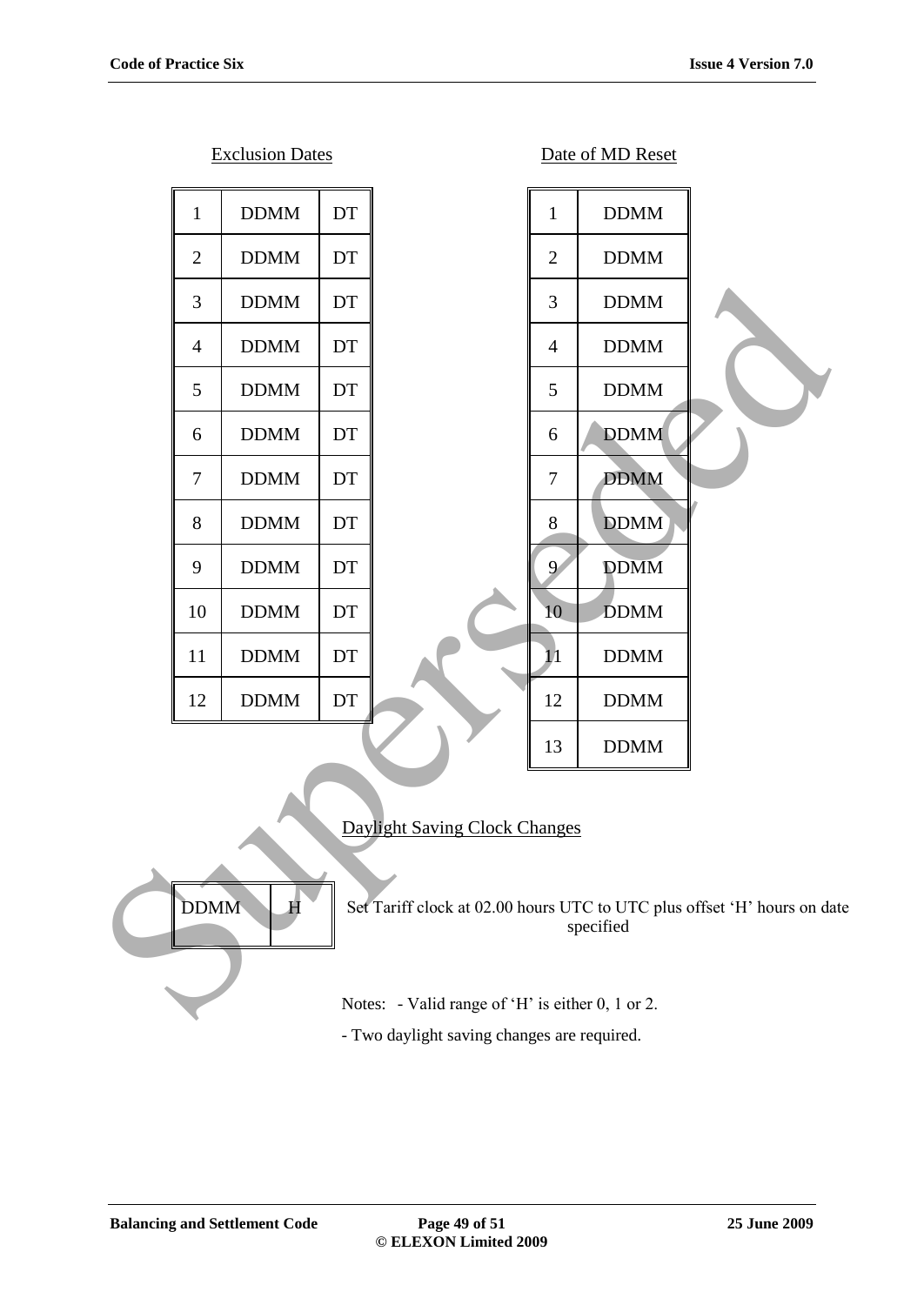Exclusion Dates

| 1 | DDMM | DT |
|---|---|---|
| 2 | DDMM | DT |
| 3 | DDMM | DT |
| 4 | DDMM | DT |
| 5 | DDMM | DT |
| 6 | DDMM | DT |
| 7 | DDMM | DT |
| 8 | DDMM | DT |
| 9 | DDMM | DT |
| 10 | DDMM | DT |
| 11 | DDMM | DT |
| 12 | DDMM | DT |

Date of MD Reset

| 1 | DDMM |
|---|---|
| 2 | DDMM |
| 3 | DDMM |
| 4 | DDMM |
| 5 | DDMM |
| 6 | DDMM |
| 7 | DDMM |
| 8 | DDMM |
| 9 | DDMM |
| 10 | DDMM |
| 11 | DDMM |
| 12 | DDMM |
| 13 | DDMM |

Daylight Saving Clock Changes

| DDMM | H |
|---|---|

Set Tariff clock at 02.00 hours UTC to UTC plus offset 'H' hours on date specified

Notes: - Valid range of 'H' is either 0, 1 or 2.

- Two daylight saving changes are required.

Superseded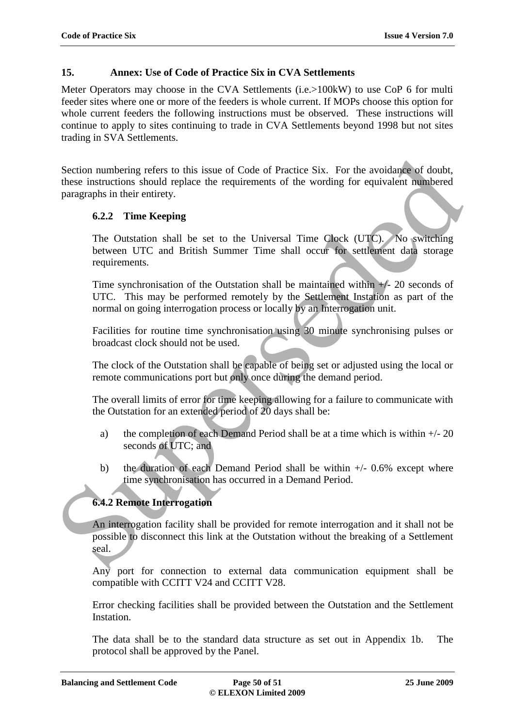## 15. Annex: Use of Code of Practice Six in CVA Settlements

Meter Operators may choose in the CVA Settlements (i.e.>100kW) to use CoP 6 for multi feeder sites where one or more of the feeders is whole current. If MOPs choose this option for whole current feeders the following instructions must be observed. These instructions will continue to apply to sites continuing to trade in CVA Settlements beyond 1998 but not sites trading in SVA Settlements.

Section numbering refers to this issue of Code of Practice Six. For the avoidance of doubt, these instructions should replace the requirements of the wording for equivalent numbered paragraphs in their entirety.

### 6.2.2 Time Keeping

The Outstation shall be set to the Universal Time Clock (UTC). No switching between UTC and British Summer Time shall occur for settlement data storage requirements.

Time synchronisation of the Outstation shall be maintained within +/- 20 seconds of UTC. This may be performed remotely by the Settlement Instation as part of the normal on going interrogation process or locally by an Interrogation unit.

Facilities for routine time synchronisation using 30 minute synchronising pulses or broadcast clock should not be used.

The clock of the Outstation shall be capable of being set or adjusted using the local or remote communications port but only once during the demand period.

The overall limits of error for time keeping allowing for a failure to communicate with the Outstation for an extended period of 20 days shall be:

a) the completion of each Demand Period shall be at a time which is within +/- 20 seconds of UTC; and

b) the duration of each Demand Period shall be within +/- 0.6% except where time synchronisation has occurred in a Demand Period.

### 6.4.2 Remote Interrogation

An interrogation facility shall be provided for remote interrogation and it shall not be possible to disconnect this link at the Outstation without the breaking of a Settlement seal.

Any port for connection to external data communication equipment shall be compatible with CCITT V24 and CCITT V28.

Error checking facilities shall be provided between the Outstation and the Settlement Instation.

The data shall be to the standard data structure as set out in Appendix 1b. The protocol shall be approved by the Panel.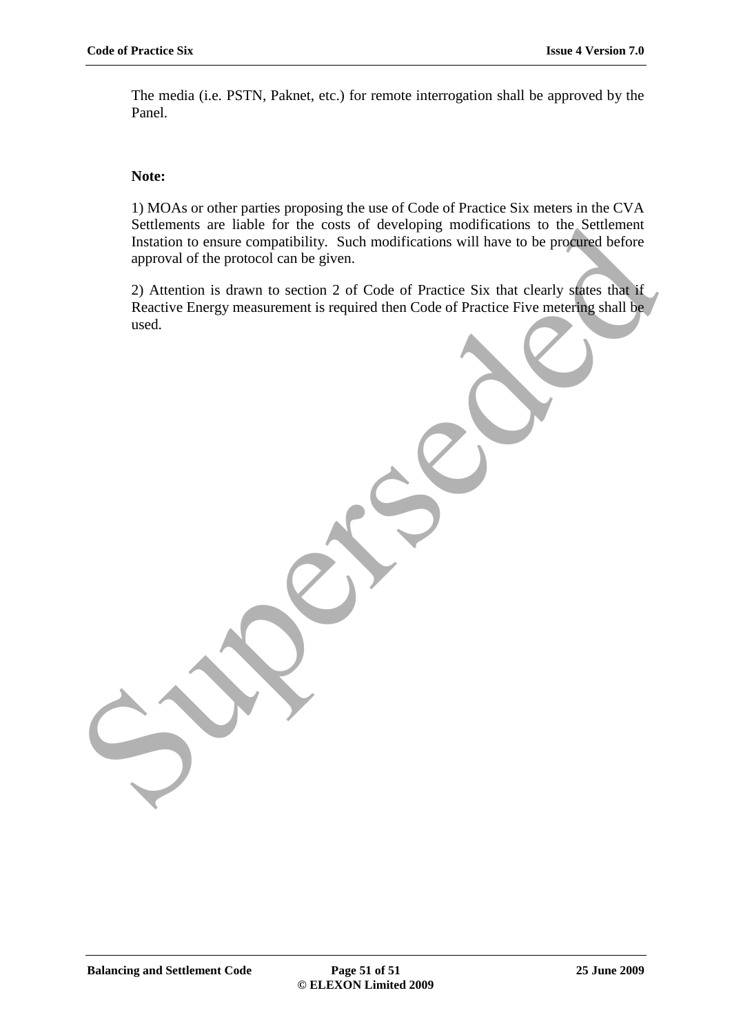The media (i.e. PSTN, Paknet, etc.) for remote interrogation shall be approved by the Panel.

**Note:**

1) MOAs or other parties proposing the use of Code of Practice Six meters in the CVA Settlements are liable for the costs of developing modifications to the Settlement Instation to ensure compatibility. Such modifications will have to be procured before approval of the protocol can be given.

2) Attention is drawn to section 2 of Code of Practice Six that clearly states that if Reactive Energy measurement is required then Code of Practice Five metering shall be used.